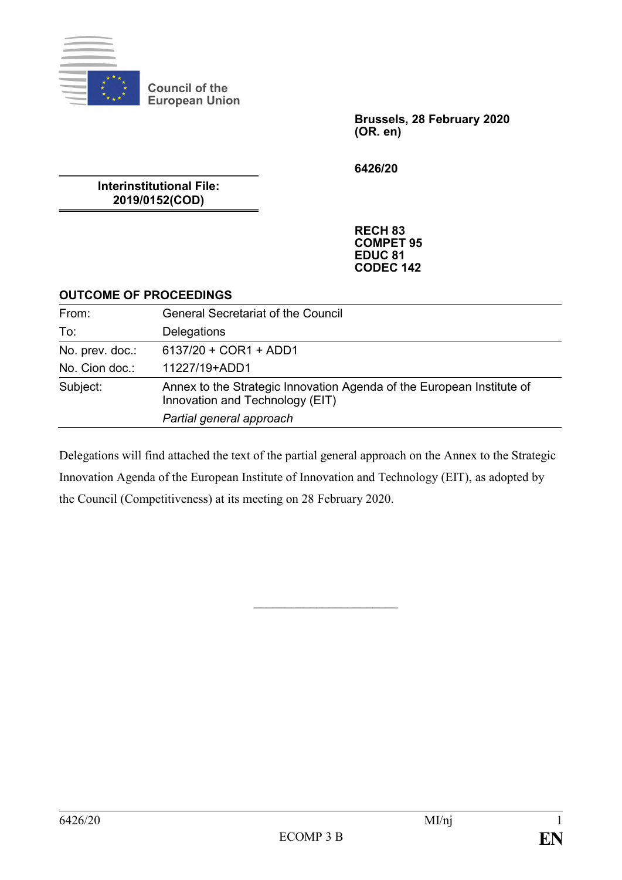Council of the European Union

**Brussels, 28 February 2020**
**(OR. en)**

**6426/20**

**Interinstitutional File:**
**2019/0152(COD)**

**RECH 83**
**COMPET 95**
**EDUC 81**
**CODEC 142**

**OUTCOME OF PROCEEDINGS**

| | |
|---|---|
| From: | General Secretariat of the Council |
| To: | Delegations |
| No. prev. doc.: | 6137/20 + COR1 + ADD1 |
| No. Cion doc.: | 11227/19+ADD1 |
| Subject: | Annex to the Strategic Innovation Agenda of the European Institute of Innovation and Technology (EIT)<br>*Partial general approach* |

Delegations will find attached the text of the partial general approach on the Annex to the Strategic Innovation Agenda of the European Institute of Innovation and Technology (EIT), as adopted by the Council (Competitiveness) at its meeting on 28 February 2020.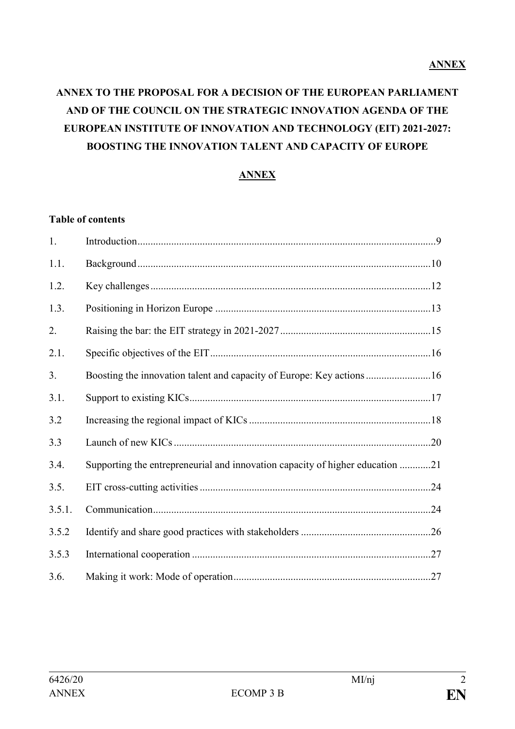**ANNEX**

# ANNEX TO THE PROPOSAL FOR A DECISION OF THE EUROPEAN PARLIAMENT AND OF THE COUNCIL ON THE STRATEGIC INNOVATION AGENDA OF THE EUROPEAN INSTITUTE OF INNOVATION AND TECHNOLOGY (EIT) 2021-2027: BOOSTING THE INNOVATION TALENT AND CAPACITY OF EUROPE

**ANNEX**

**Table of contents**

| | | |
|---|---|---|
| 1. | Introduction | 9 |
| 1.1. | Background | 10 |
| 1.2. | Key challenges | 12 |
| 1.3. | Positioning in Horizon Europe | 13 |
| 2. | Raising the bar: the EIT strategy in 2021-2027 | 15 |
| 2.1. | Specific objectives of the EIT | 16 |
| 3. | Boosting the innovation talent and capacity of Europe: Key actions | 16 |
| 3.1. | Support to existing KICs | 17 |
| 3.2 | Increasing the regional impact of KICs | 18 |
| 3.3 | Launch of new KICs | 20 |
| 3.4. | Supporting the entrepreneurial and innovation capacity of higher education | 21 |
| 3.5. | EIT cross-cutting activities | 24 |
| 3.5.1. | Communication | 24 |
| 3.5.2 | Identify and share good practices with stakeholders | 26 |
| 3.5.3 | International cooperation | 27 |
| 3.6. | Making it work: Mode of operation | 27 |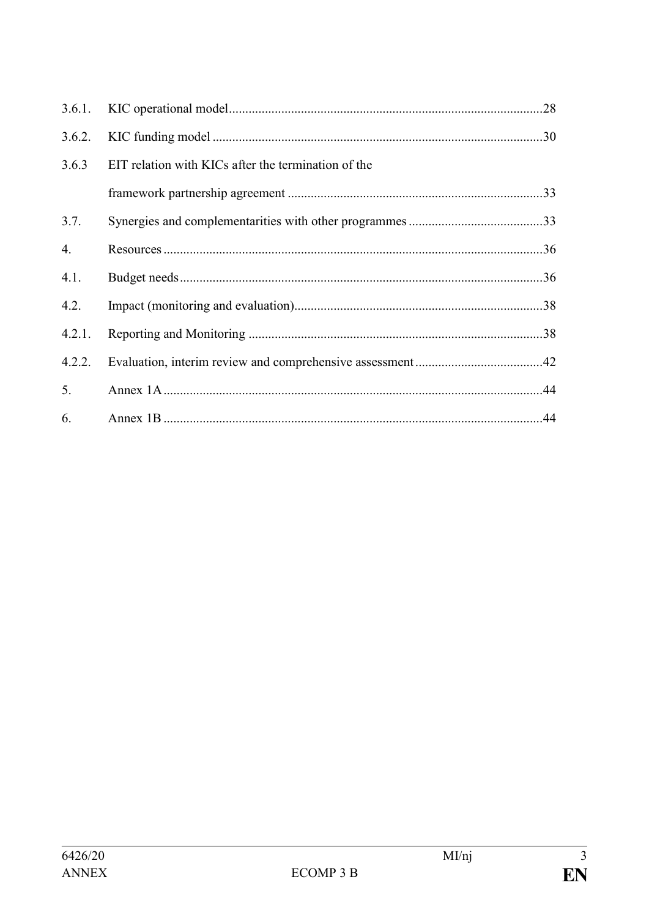| | | |
|---|---|---|
| 3.6.1. | KIC operational model | 28 |
| 3.6.2. | KIC funding model | 30 |
| 3.6.3 | EIT relation with KICs after the termination of the framework partnership agreement | 33 |
| 3.7. | Synergies and complementarities with other programmes | 33 |
| 4. | Resources | 36 |
| 4.1. | Budget needs | 36 |
| 4.2. | Impact (monitoring and evaluation) | 38 |
| 4.2.1. | Reporting and Monitoring | 38 |
| 4.2.2. | Evaluation, interim review and comprehensive assessment | 42 |
| 5. | Annex 1A | 44 |
| 6. | Annex 1B | 44 |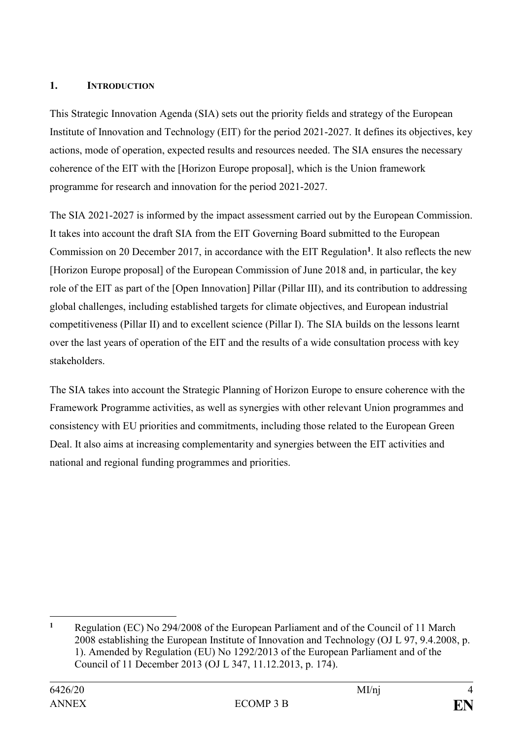## 1. INTRODUCTION

This Strategic Innovation Agenda (SIA) sets out the priority fields and strategy of the European Institute of Innovation and Technology (EIT) for the period 2021-2027. It defines its objectives, key actions, mode of operation, expected results and resources needed. The SIA ensures the necessary coherence of the EIT with the [Horizon Europe proposal], which is the Union framework programme for research and innovation for the period 2021-2027.

The SIA 2021-2027 is informed by the impact assessment carried out by the European Commission. It takes into account the draft SIA from the EIT Governing Board submitted to the European Commission on 20 December 2017, in accordance with the EIT Regulation[1]. It also reflects the new [Horizon Europe proposal] of the European Commission of June 2018 and, in particular, the key role of the EIT as part of the [Open Innovation] Pillar (Pillar III), and its contribution to addressing global challenges, including established targets for climate objectives, and European industrial competitiveness (Pillar II) and to excellent science (Pillar I). The SIA builds on the lessons learnt over the last years of operation of the EIT and the results of a wide consultation process with key stakeholders.

The SIA takes into account the Strategic Planning of Horizon Europe to ensure coherence with the Framework Programme activities, as well as synergies with other relevant Union programmes and consistency with EU priorities and commitments, including those related to the European Green Deal. It also aims at increasing complementarity and synergies between the EIT activities and national and regional funding programmes and priorities.

---

[1] Regulation (EC) No 294/2008 of the European Parliament and of the Council of 11 March 2008 establishing the European Institute of Innovation and Technology (OJ L 97, 9.4.2008, p. 1). Amended by Regulation (EU) No 1292/2013 of the European Parliament and of the Council of 11 December 2013 (OJ L 347, 11.12.2013, p. 174).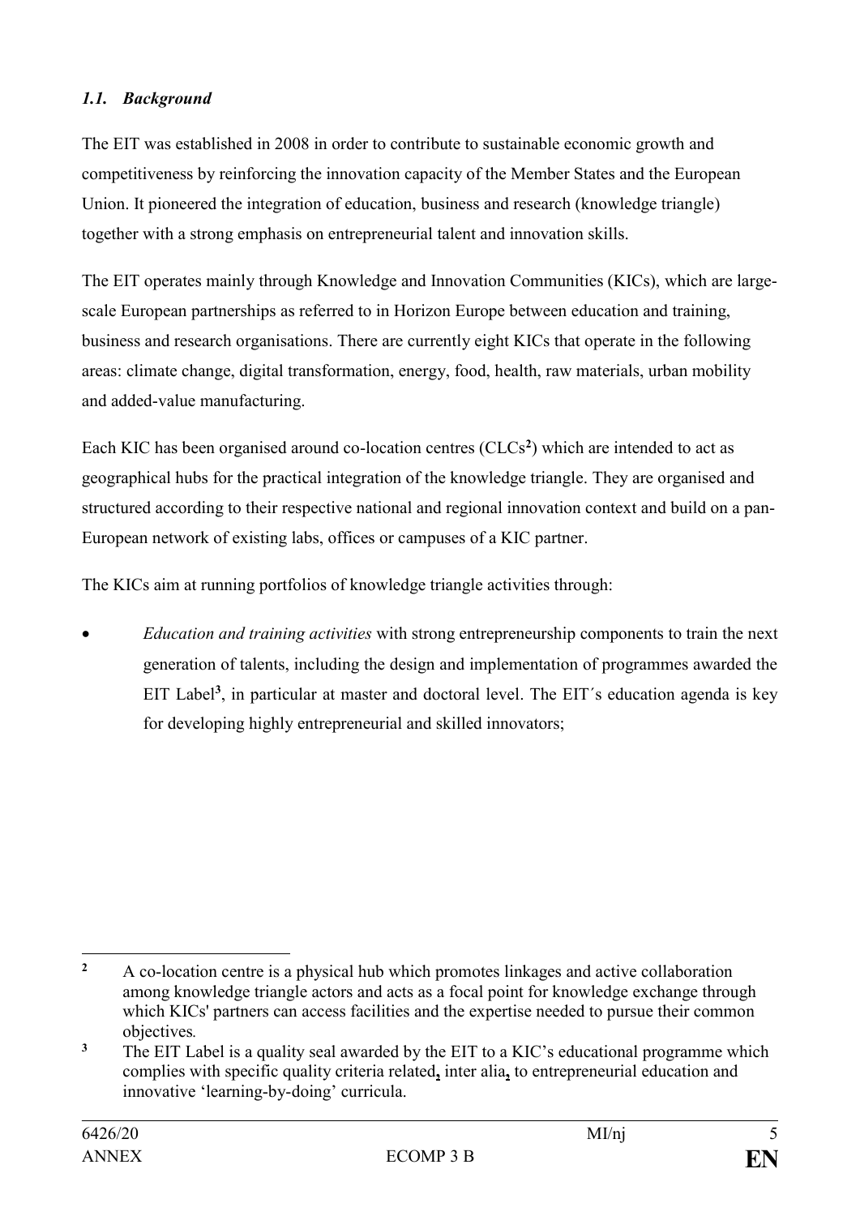### *1.1. Background*

The EIT was established in 2008 in order to contribute to sustainable economic growth and competitiveness by reinforcing the innovation capacity of the Member States and the European Union. It pioneered the integration of education, business and research (knowledge triangle) together with a strong emphasis on entrepreneurial talent and innovation skills.

The EIT operates mainly through Knowledge and Innovation Communities (KICs), which are large-scale European partnerships as referred to in Horizon Europe between education and training, business and research organisations. There are currently eight KICs that operate in the following areas: climate change, digital transformation, energy, food, health, raw materials, urban mobility and added-value manufacturing.

Each KIC has been organised around co-location centres (CLCs[2]) which are intended to act as geographical hubs for the practical integration of the knowledge triangle. They are organised and structured according to their respective national and regional innovation context and build on a pan-European network of existing labs, offices or campuses of a KIC partner.

The KICs aim at running portfolios of knowledge triangle activities through:

- *Education and training activities* with strong entrepreneurship components to train the next generation of talents, including the design and implementation of programmes awarded the EIT Label[3], in particular at master and doctoral level. The EIT´s education agenda is key for developing highly entrepreneurial and skilled innovators;

---

[2] A co-location centre is a physical hub which promotes linkages and active collaboration among knowledge triangle actors and acts as a focal point for knowledge exchange through which KICs' partners can access facilities and the expertise needed to pursue their common objectives.

[3] The EIT Label is a quality seal awarded by the EIT to a KIC's educational programme which complies with specific quality criteria related, inter alia, to entrepreneurial education and innovative 'learning-by-doing' curricula.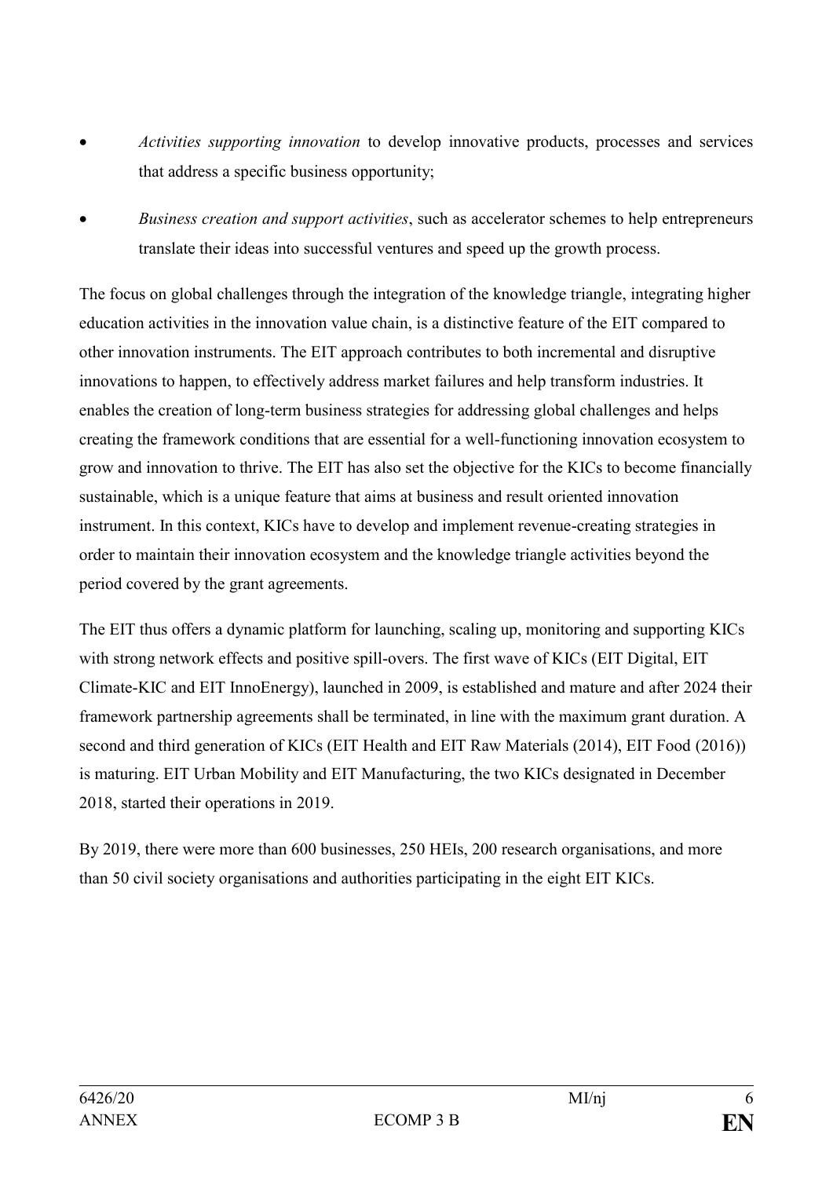- *Activities supporting innovation* to develop innovative products, processes and services that address a specific business opportunity;
- *Business creation and support activities*, such as accelerator schemes to help entrepreneurs translate their ideas into successful ventures and speed up the growth process.

The focus on global challenges through the integration of the knowledge triangle, integrating higher education activities in the innovation value chain, is a distinctive feature of the EIT compared to other innovation instruments. The EIT approach contributes to both incremental and disruptive innovations to happen, to effectively address market failures and help transform industries. It enables the creation of long-term business strategies for addressing global challenges and helps creating the framework conditions that are essential for a well-functioning innovation ecosystem to grow and innovation to thrive. The EIT has also set the objective for the KICs to become financially sustainable, which is a unique feature that aims at business and result oriented innovation instrument. In this context, KICs have to develop and implement revenue-creating strategies in order to maintain their innovation ecosystem and the knowledge triangle activities beyond the period covered by the grant agreements.

The EIT thus offers a dynamic platform for launching, scaling up, monitoring and supporting KICs with strong network effects and positive spill-overs. The first wave of KICs (EIT Digital, EIT Climate-KIC and EIT InnoEnergy), launched in 2009, is established and mature and after 2024 their framework partnership agreements shall be terminated, in line with the maximum grant duration. A second and third generation of KICs (EIT Health and EIT Raw Materials (2014), EIT Food (2016)) is maturing. EIT Urban Mobility and EIT Manufacturing, the two KICs designated in December 2018, started their operations in 2019.

By 2019, there were more than 600 businesses, 250 HEIs, 200 research organisations, and more than 50 civil society organisations and authorities participating in the eight EIT KICs.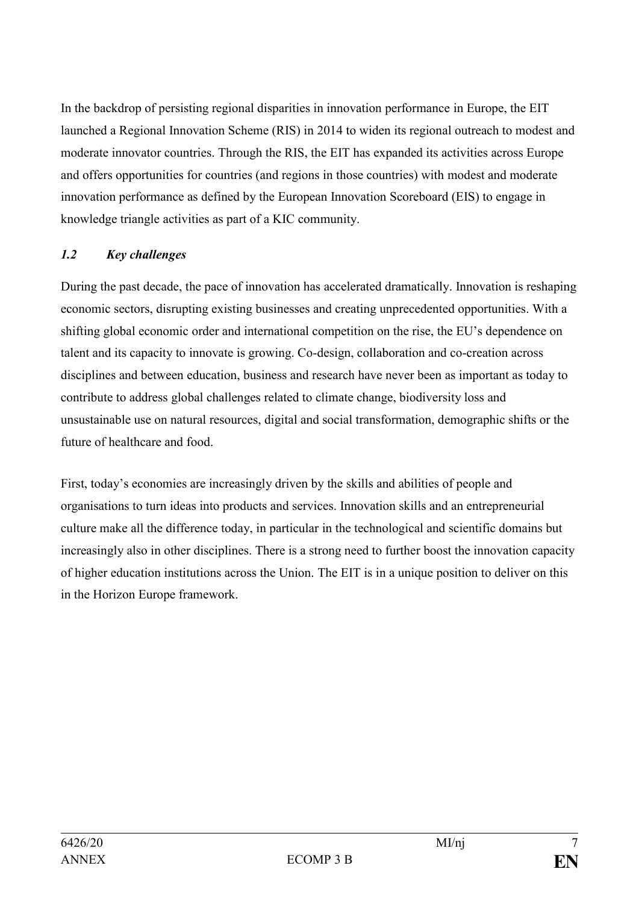In the backdrop of persisting regional disparities in innovation performance in Europe, the EIT launched a Regional Innovation Scheme (RIS) in 2014 to widen its regional outreach to modest and moderate innovator countries. Through the RIS, the EIT has expanded its activities across Europe and offers opportunities for countries (and regions in those countries) with modest and moderate innovation performance as defined by the European Innovation Scoreboard (EIS) to engage in knowledge triangle activities as part of a KIC community.

### *1.2 Key challenges*

During the past decade, the pace of innovation has accelerated dramatically. Innovation is reshaping economic sectors, disrupting existing businesses and creating unprecedented opportunities. With a shifting global economic order and international competition on the rise, the EU's dependence on talent and its capacity to innovate is growing. Co-design, collaboration and co-creation across disciplines and between education, business and research have never been as important as today to contribute to address global challenges related to climate change, biodiversity loss and unsustainable use on natural resources, digital and social transformation, demographic shifts or the future of healthcare and food.

First, today's economies are increasingly driven by the skills and abilities of people and organisations to turn ideas into products and services. Innovation skills and an entrepreneurial culture make all the difference today, in particular in the technological and scientific domains but increasingly also in other disciplines. There is a strong need to further boost the innovation capacity of higher education institutions across the Union. The EIT is in a unique position to deliver on this in the Horizon Europe framework.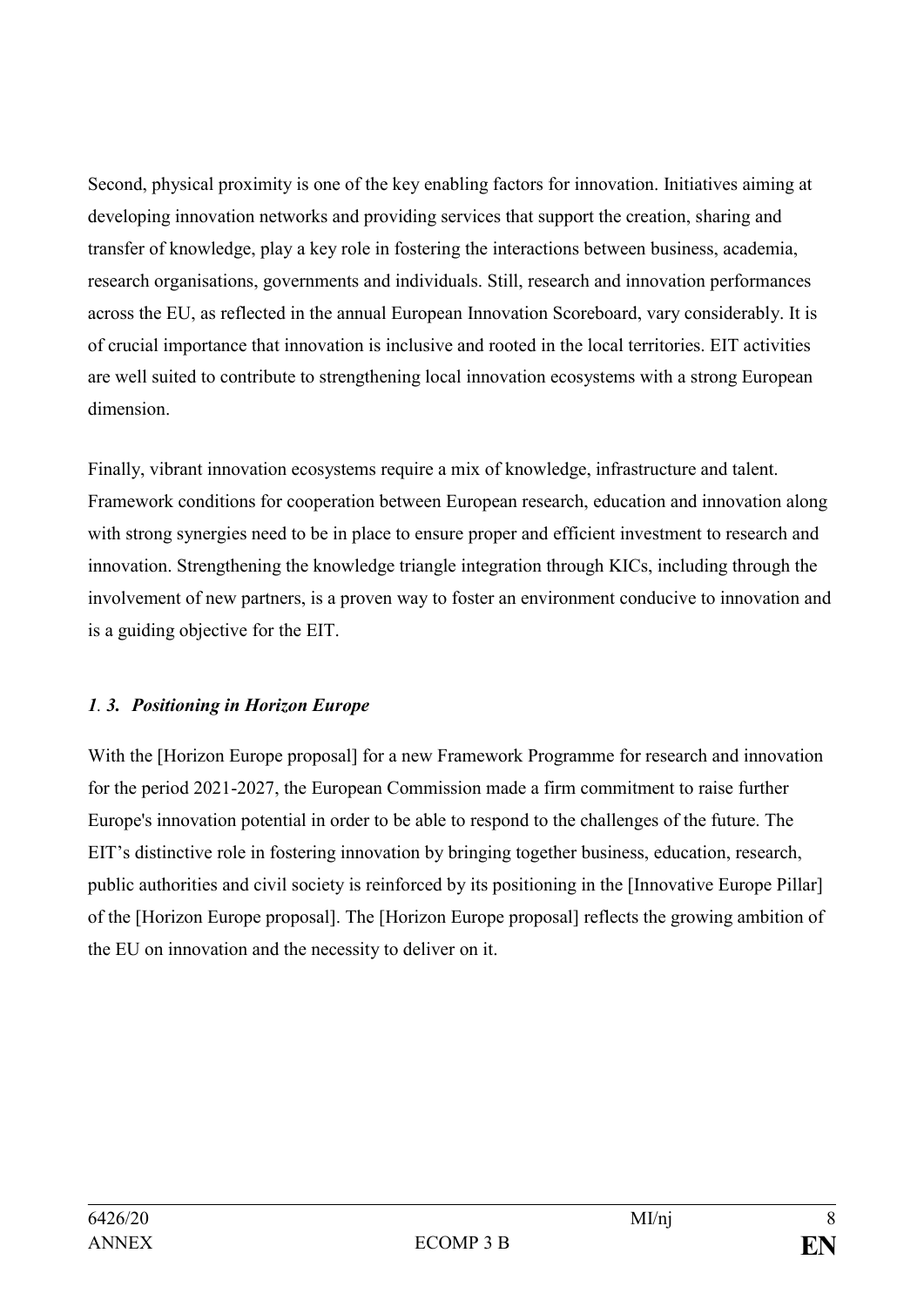Second, physical proximity is one of the key enabling factors for innovation. Initiatives aiming at developing innovation networks and providing services that support the creation, sharing and transfer of knowledge, play a key role in fostering the interactions between business, academia, research organisations, governments and individuals. Still, research and innovation performances across the EU, as reflected in the annual European Innovation Scoreboard, vary considerably. It is of crucial importance that innovation is inclusive and rooted in the local territories. EIT activities are well suited to contribute to strengthening local innovation ecosystems with a strong European dimension.

Finally, vibrant innovation ecosystems require a mix of knowledge, infrastructure and talent. Framework conditions for cooperation between European research, education and innovation along with strong synergies need to be in place to ensure proper and efficient investment to research and innovation. Strengthening the knowledge triangle integration through KICs, including through the involvement of new partners, is a proven way to foster an environment conducive to innovation and is a guiding objective for the EIT.

### *1. 3. Positioning in Horizon Europe*

With the [Horizon Europe proposal] for a new Framework Programme for research and innovation for the period 2021-2027, the European Commission made a firm commitment to raise further Europe's innovation potential in order to be able to respond to the challenges of the future. The EIT's distinctive role in fostering innovation by bringing together business, education, research, public authorities and civil society is reinforced by its positioning in the [Innovative Europe Pillar] of the [Horizon Europe proposal]. The [Horizon Europe proposal] reflects the growing ambition of the EU on innovation and the necessity to deliver on it.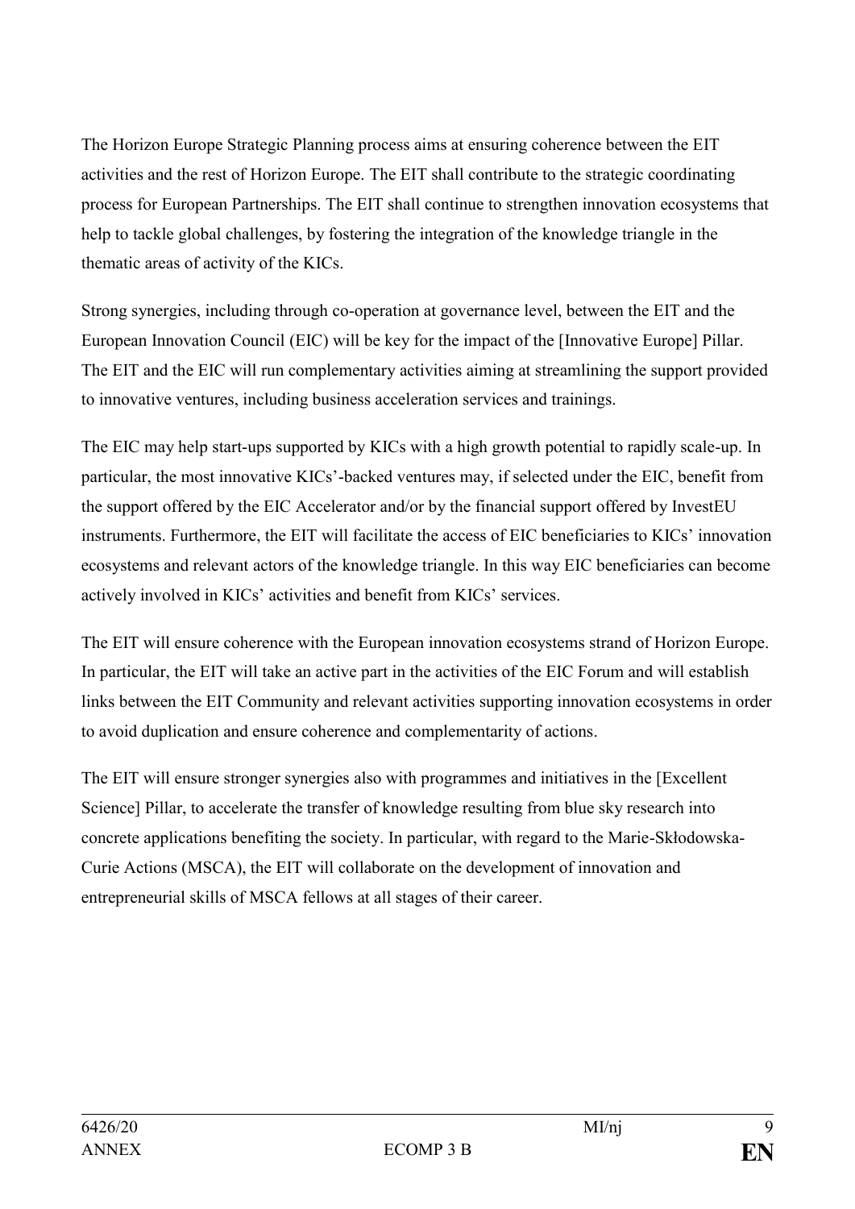The Horizon Europe Strategic Planning process aims at ensuring coherence between the EIT activities and the rest of Horizon Europe. The EIT shall contribute to the strategic coordinating process for European Partnerships. The EIT shall continue to strengthen innovation ecosystems that help to tackle global challenges, by fostering the integration of the knowledge triangle in the thematic areas of activity of the KICs.

Strong synergies, including through co-operation at governance level, between the EIT and the European Innovation Council (EIC) will be key for the impact of the [Innovative Europe] Pillar. The EIT and the EIC will run complementary activities aiming at streamlining the support provided to innovative ventures, including business acceleration services and trainings.

The EIC may help start-ups supported by KICs with a high growth potential to rapidly scale-up. In particular, the most innovative KICs'-backed ventures may, if selected under the EIC, benefit from the support offered by the EIC Accelerator and/or by the financial support offered by InvestEU instruments. Furthermore, the EIT will facilitate the access of EIC beneficiaries to KICs' innovation ecosystems and relevant actors of the knowledge triangle. In this way EIC beneficiaries can become actively involved in KICs' activities and benefit from KICs' services.

The EIT will ensure coherence with the European innovation ecosystems strand of Horizon Europe. In particular, the EIT will take an active part in the activities of the EIC Forum and will establish links between the EIT Community and relevant activities supporting innovation ecosystems in order to avoid duplication and ensure coherence and complementarity of actions.

The EIT will ensure stronger synergies also with programmes and initiatives in the [Excellent Science] Pillar, to accelerate the transfer of knowledge resulting from blue sky research into concrete applications benefiting the society. In particular, with regard to the Marie-Skłodowska-Curie Actions (MSCA), the EIT will collaborate on the development of innovation and entrepreneurial skills of MSCA fellows at all stages of their career.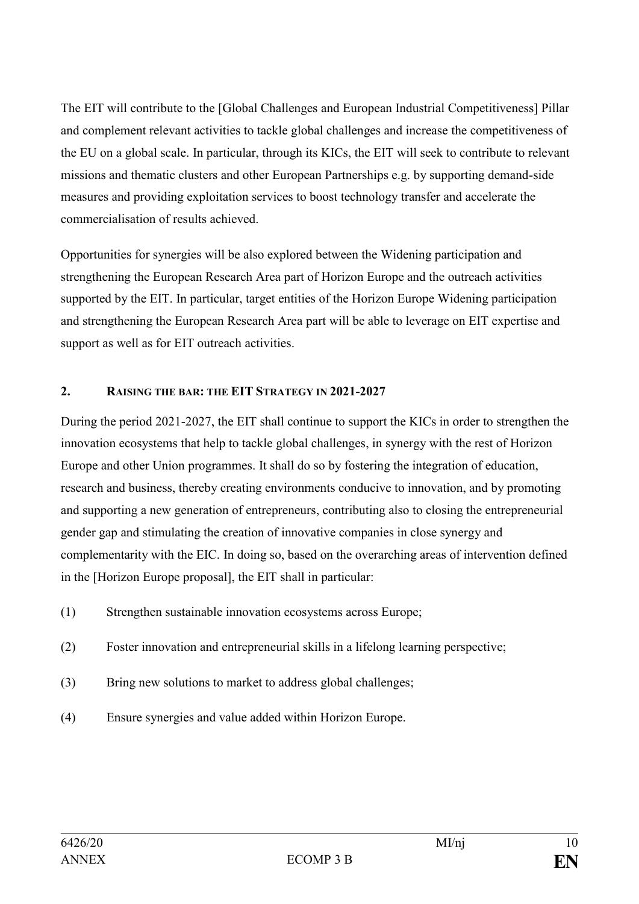The EIT will contribute to the [Global Challenges and European Industrial Competitiveness] Pillar and complement relevant activities to tackle global challenges and increase the competitiveness of the EU on a global scale. In particular, through its KICs, the EIT will seek to contribute to relevant missions and thematic clusters and other European Partnerships e.g. by supporting demand-side measures and providing exploitation services to boost technology transfer and accelerate the commercialisation of results achieved.

Opportunities for synergies will be also explored between the Widening participation and strengthening the European Research Area part of Horizon Europe and the outreach activities supported by the EIT. In particular, target entities of the Horizon Europe Widening participation and strengthening the European Research Area part will be able to leverage on EIT expertise and support as well as for EIT outreach activities.

## 2. RAISING THE BAR: THE EIT STRATEGY IN 2021-2027

During the period 2021-2027, the EIT shall continue to support the KICs in order to strengthen the innovation ecosystems that help to tackle global challenges, in synergy with the rest of Horizon Europe and other Union programmes. It shall do so by fostering the integration of education, research and business, thereby creating environments conducive to innovation, and by promoting and supporting a new generation of entrepreneurs, contributing also to closing the entrepreneurial gender gap and stimulating the creation of innovative companies in close synergy and complementarity with the EIC. In doing so, based on the overarching areas of intervention defined in the [Horizon Europe proposal], the EIT shall in particular:

(1) Strengthen sustainable innovation ecosystems across Europe;

(2) Foster innovation and entrepreneurial skills in a lifelong learning perspective;

(3) Bring new solutions to market to address global challenges;

(4) Ensure synergies and value added within Horizon Europe.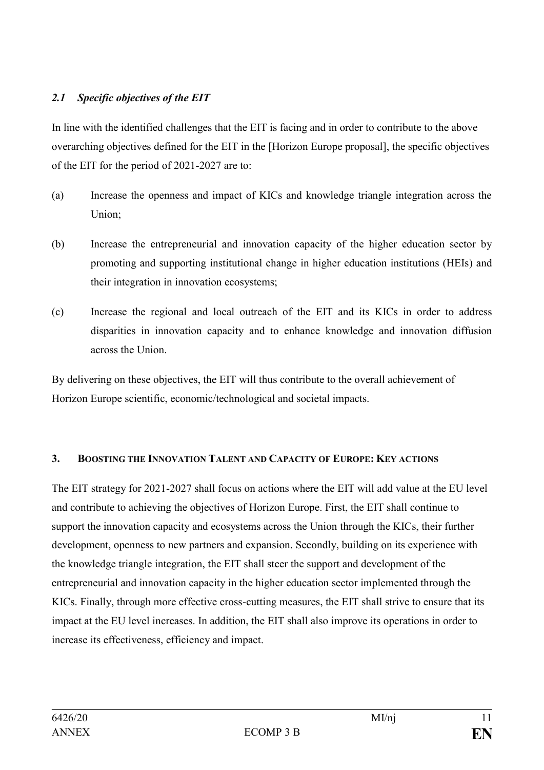### *2.1 Specific objectives of the EIT*

In line with the identified challenges that the EIT is facing and in order to contribute to the above overarching objectives defined for the EIT in the [Horizon Europe proposal], the specific objectives of the EIT for the period of 2021-2027 are to:

(a) Increase the openness and impact of KICs and knowledge triangle integration across the Union;

(b) Increase the entrepreneurial and innovation capacity of the higher education sector by promoting and supporting institutional change in higher education institutions (HEIs) and their integration in innovation ecosystems;

(c) Increase the regional and local outreach of the EIT and its KICs in order to address disparities in innovation capacity and to enhance knowledge and innovation diffusion across the Union.

By delivering on these objectives, the EIT will thus contribute to the overall achievement of Horizon Europe scientific, economic/technological and societal impacts.

## 3. BOOSTING THE INNOVATION TALENT AND CAPACITY OF EUROPE: KEY ACTIONS

The EIT strategy for 2021-2027 shall focus on actions where the EIT will add value at the EU level and contribute to achieving the objectives of Horizon Europe. First, the EIT shall continue to support the innovation capacity and ecosystems across the Union through the KICs, their further development, openness to new partners and expansion. Secondly, building on its experience with the knowledge triangle integration, the EIT shall steer the support and development of the entrepreneurial and innovation capacity in the higher education sector implemented through the KICs. Finally, through more effective cross-cutting measures, the EIT shall strive to ensure that its impact at the EU level increases. In addition, the EIT shall also improve its operations in order to increase its effectiveness, efficiency and impact.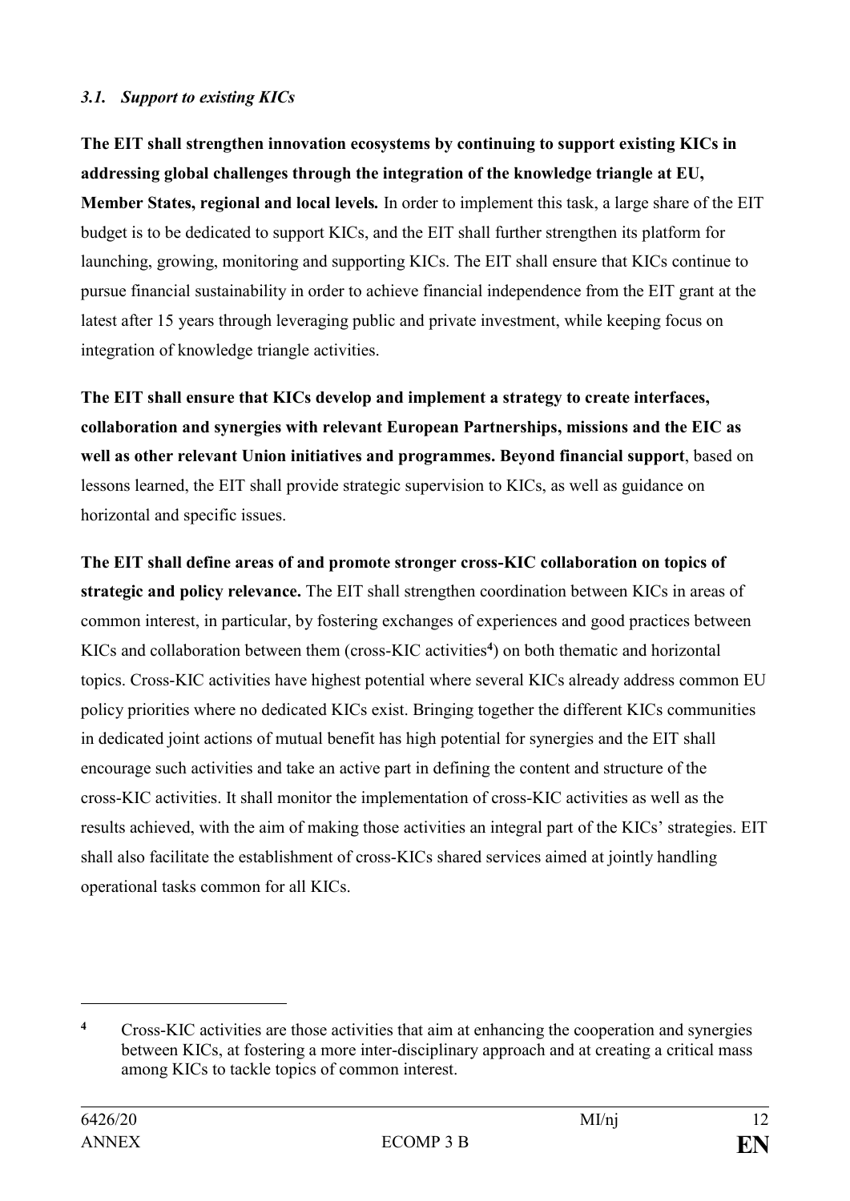### *3.1. Support to existing KICs*

**The EIT shall strengthen innovation ecosystems by continuing to support existing KICs in addressing global challenges through the integration of the knowledge triangle at EU, Member States, regional and local levels.** In order to implement this task, a large share of the EIT budget is to be dedicated to support KICs, and the EIT shall further strengthen its platform for launching, growing, monitoring and supporting KICs. The EIT shall ensure that KICs continue to pursue financial sustainability in order to achieve financial independence from the EIT grant at the latest after 15 years through leveraging public and private investment, while keeping focus on integration of knowledge triangle activities.

**The EIT shall ensure that KICs develop and implement a strategy to create interfaces, collaboration and synergies with relevant European Partnerships, missions and the EIC as well as other relevant Union initiatives and programmes. Beyond financial support**, based on lessons learned, the EIT shall provide strategic supervision to KICs, as well as guidance on horizontal and specific issues.

**The EIT shall define areas of and promote stronger cross-KIC collaboration on topics of strategic and policy relevance.** The EIT shall strengthen coordination between KICs in areas of common interest, in particular, by fostering exchanges of experiences and good practices between KICs and collaboration between them (cross-KIC activities[4]) on both thematic and horizontal topics. Cross-KIC activities have highest potential where several KICs already address common EU policy priorities where no dedicated KICs exist. Bringing together the different KICs communities in dedicated joint actions of mutual benefit has high potential for synergies and the EIT shall encourage such activities and take an active part in defining the content and structure of the cross-KIC activities. It shall monitor the implementation of cross-KIC activities as well as the results achieved, with the aim of making those activities an integral part of the KICs' strategies. EIT shall also facilitate the establishment of cross-KICs shared services aimed at jointly handling operational tasks common for all KICs.

---

[4] Cross-KIC activities are those activities that aim at enhancing the cooperation and synergies between KICs, at fostering a more inter-disciplinary approach and at creating a critical mass among KICs to tackle topics of common interest.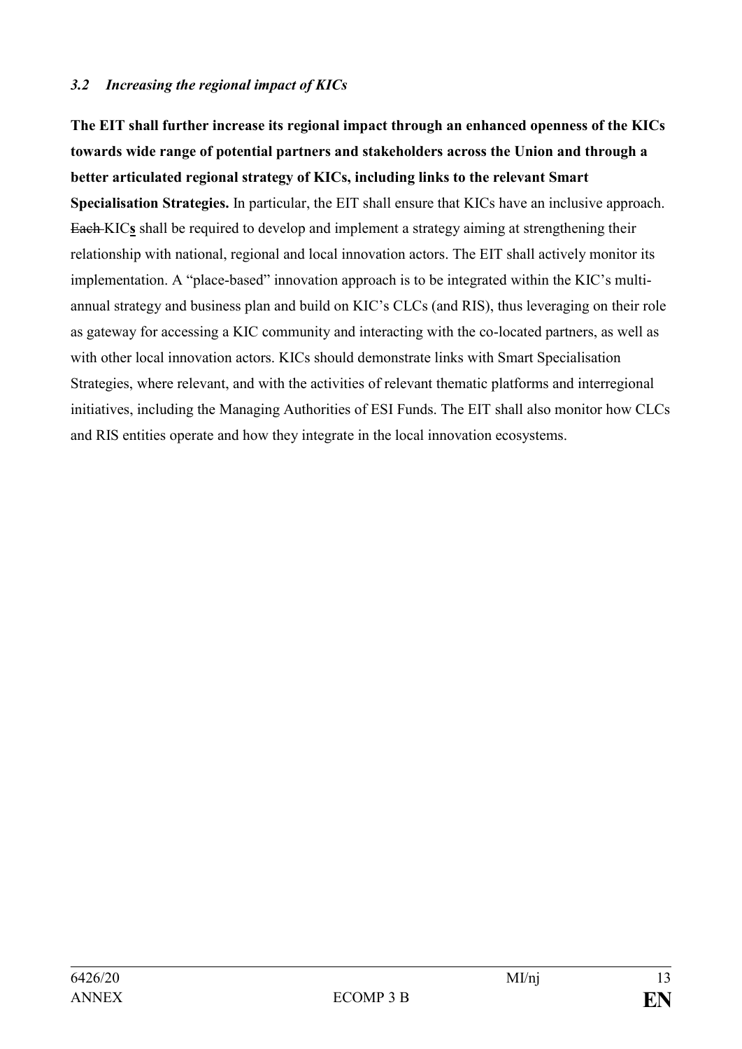### *3.2 Increasing the regional impact of KICs*

**The EIT shall further increase its regional impact through an enhanced openness of the KICs towards wide range of potential partners and stakeholders across the Union and through a better articulated regional strategy of KICs, including links to the relevant Smart Specialisation Strategies.** In particular, the EIT shall ensure that KICs have an inclusive approach. ~~Each~~ KIC**s** shall be required to develop and implement a strategy aiming at strengthening their relationship with national, regional and local innovation actors. The EIT shall actively monitor its implementation. A "place-based" innovation approach is to be integrated within the KIC's multi-annual strategy and business plan and build on KIC's CLCs (and RIS), thus leveraging on their role as gateway for accessing a KIC community and interacting with the co-located partners, as well as with other local innovation actors. KICs should demonstrate links with Smart Specialisation Strategies, where relevant, and with the activities of relevant thematic platforms and interregional initiatives, including the Managing Authorities of ESI Funds. The EIT shall also monitor how CLCs and RIS entities operate and how they integrate in the local innovation ecosystems.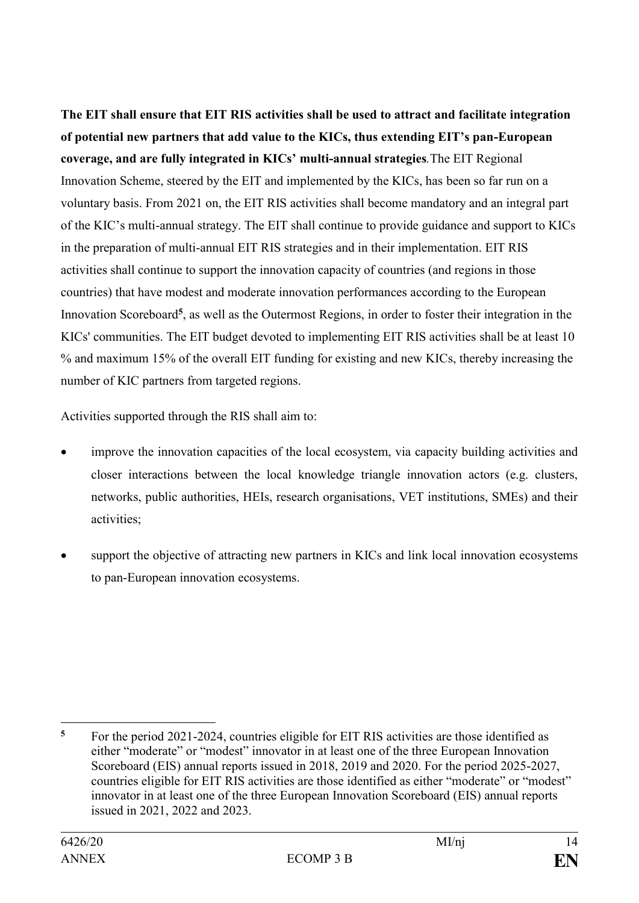**The EIT shall ensure that EIT RIS activities shall be used to attract and facilitate integration of potential new partners that add value to the KICs, thus extending EIT's pan-European coverage, and are fully integrated in KICs' multi-annual strategies**. The EIT Regional Innovation Scheme, steered by the EIT and implemented by the KICs, has been so far run on a voluntary basis. From 2021 on, the EIT RIS activities shall become mandatory and an integral part of the KIC's multi-annual strategy. The EIT shall continue to provide guidance and support to KICs in the preparation of multi-annual EIT RIS strategies and in their implementation. EIT RIS activities shall continue to support the innovation capacity of countries (and regions in those countries) that have modest and moderate innovation performances according to the European Innovation Scoreboard[5], as well as the Outermost Regions, in order to foster their integration in the KICs' communities. The EIT budget devoted to implementing EIT RIS activities shall be at least 10 % and maximum 15% of the overall EIT funding for existing and new KICs, thereby increasing the number of KIC partners from targeted regions.

Activities supported through the RIS shall aim to:

- improve the innovation capacities of the local ecosystem, via capacity building activities and closer interactions between the local knowledge triangle innovation actors (e.g. clusters, networks, public authorities, HEIs, research organisations, VET institutions, SMEs) and their activities;
- support the objective of attracting new partners in KICs and link local innovation ecosystems to pan-European innovation ecosystems.

[5] For the period 2021-2024, countries eligible for EIT RIS activities are those identified as either "moderate" or "modest" innovator in at least one of the three European Innovation Scoreboard (EIS) annual reports issued in 2018, 2019 and 2020. For the period 2025-2027, countries eligible for EIT RIS activities are those identified as either "moderate" or "modest" innovator in at least one of the three European Innovation Scoreboard (EIS) annual reports issued in 2021, 2022 and 2023.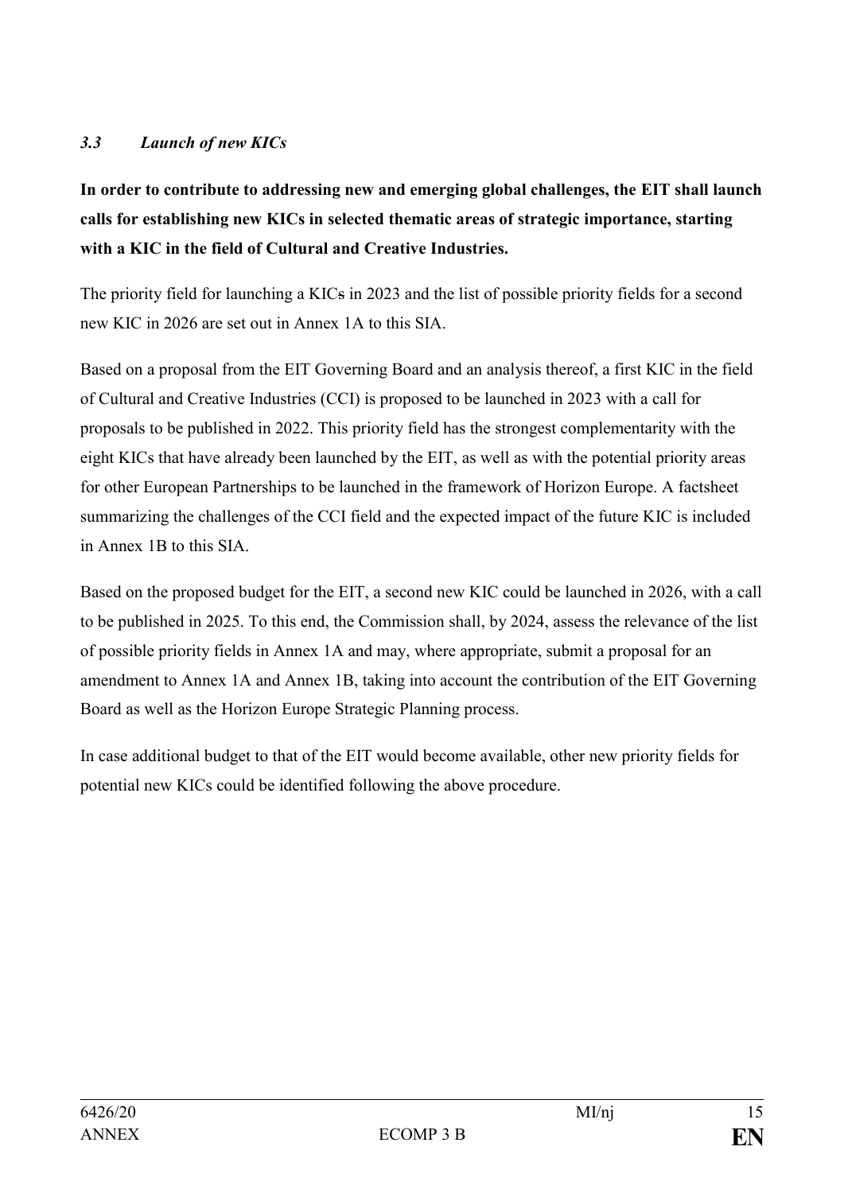### *3.3 Launch of new KICs*

**In order to contribute to addressing new and emerging global challenges, the EIT shall launch calls for establishing new KICs in selected thematic areas of strategic importance, starting with a KIC in the field of Cultural and Creative Industries.**

The priority field for launching a KICs in 2023 and the list of possible priority fields for a second new KIC in 2026 are set out in Annex 1A to this SIA.

Based on a proposal from the EIT Governing Board and an analysis thereof, a first KIC in the field of Cultural and Creative Industries (CCI) is proposed to be launched in 2023 with a call for proposals to be published in 2022. This priority field has the strongest complementarity with the eight KICs that have already been launched by the EIT, as well as with the potential priority areas for other European Partnerships to be launched in the framework of Horizon Europe. A factsheet summarizing the challenges of the CCI field and the expected impact of the future KIC is included in Annex 1B to this SIA.

Based on the proposed budget for the EIT, a second new KIC could be launched in 2026, with a call to be published in 2025. To this end, the Commission shall, by 2024, assess the relevance of the list of possible priority fields in Annex 1A and may, where appropriate, submit a proposal for an amendment to Annex 1A and Annex 1B, taking into account the contribution of the EIT Governing Board as well as the Horizon Europe Strategic Planning process.

In case additional budget to that of the EIT would become available, other new priority fields for potential new KICs could be identified following the above procedure.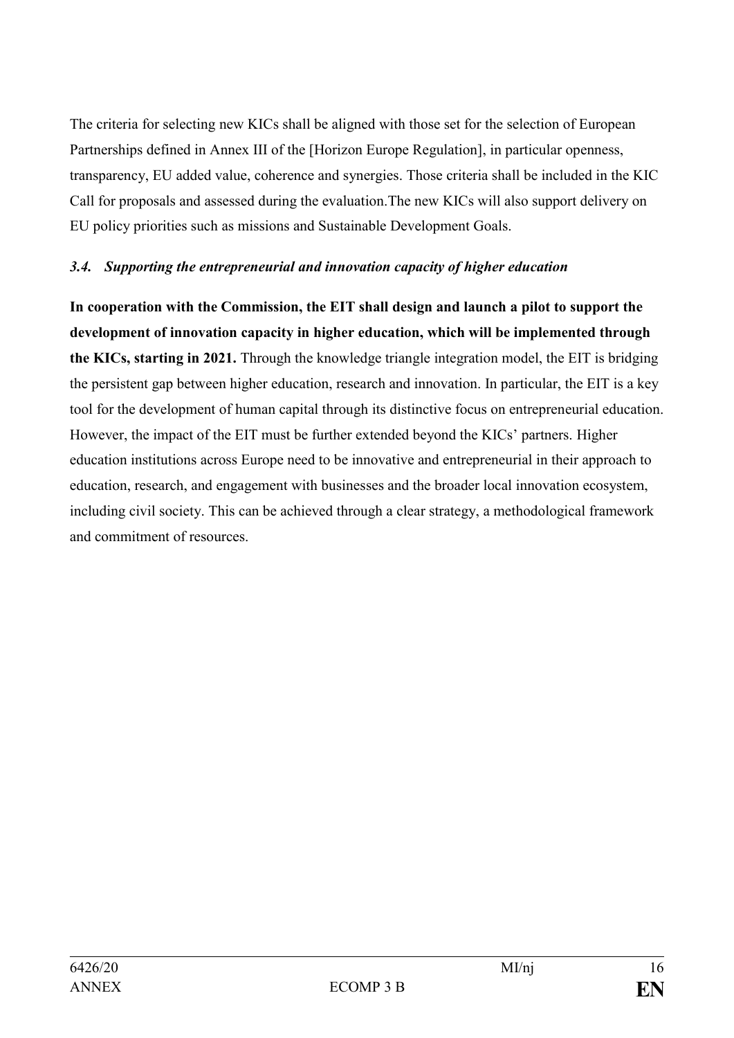The criteria for selecting new KICs shall be aligned with those set for the selection of European Partnerships defined in Annex III of the [Horizon Europe Regulation], in particular openness, transparency, EU added value, coherence and synergies. Those criteria shall be included in the KIC Call for proposals and assessed during the evaluation.The new KICs will also support delivery on EU policy priorities such as missions and Sustainable Development Goals.

### *3.4. Supporting the entrepreneurial and innovation capacity of higher education*

**In cooperation with the Commission, the EIT shall design and launch a pilot to support the development of innovation capacity in higher education, which will be implemented through the KICs, starting in 2021.** Through the knowledge triangle integration model, the EIT is bridging the persistent gap between higher education, research and innovation. In particular, the EIT is a key tool for the development of human capital through its distinctive focus on entrepreneurial education. However, the impact of the EIT must be further extended beyond the KICs' partners. Higher education institutions across Europe need to be innovative and entrepreneurial in their approach to education, research, and engagement with businesses and the broader local innovation ecosystem, including civil society. This can be achieved through a clear strategy, a methodological framework and commitment of resources.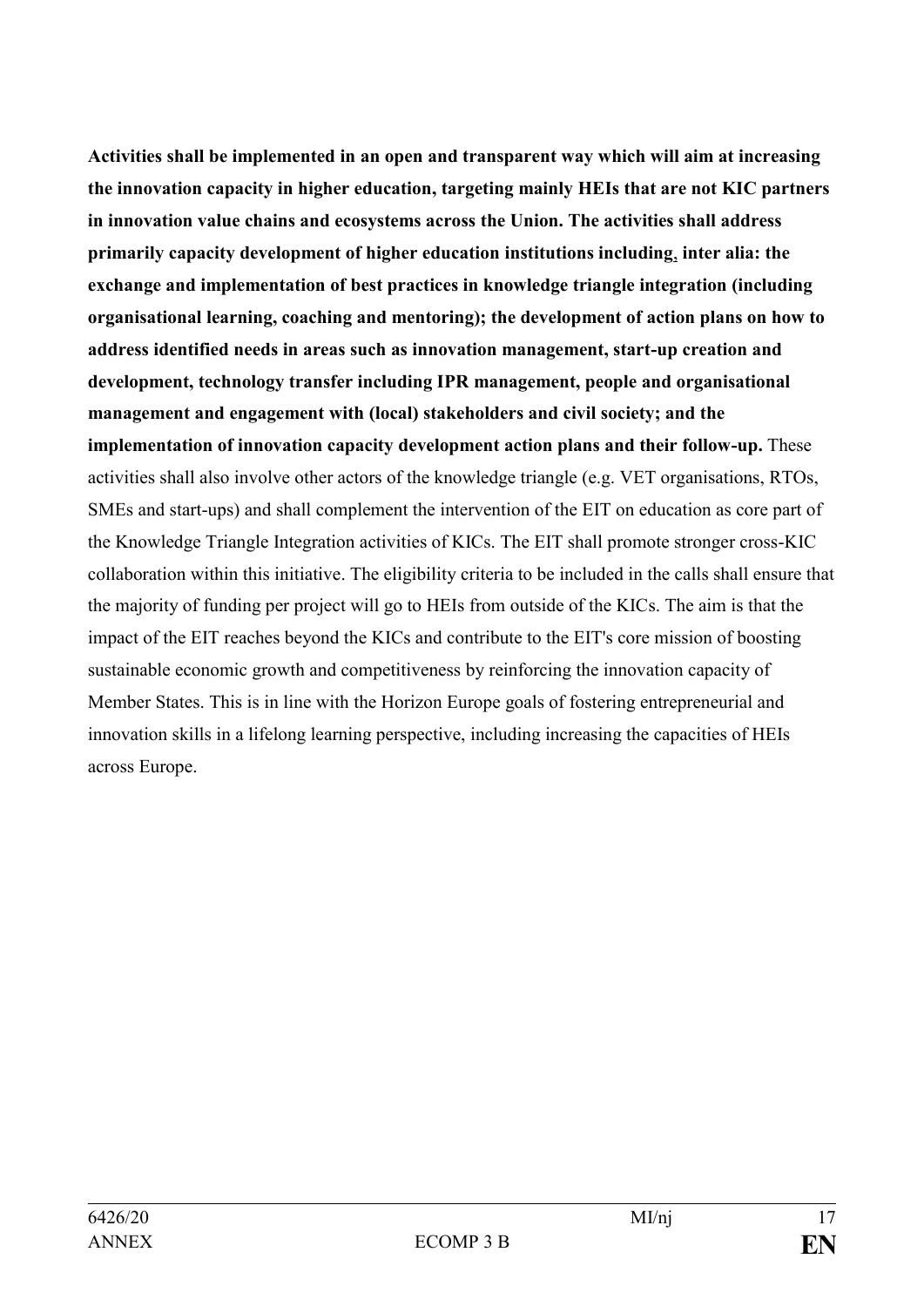**Activities shall be implemented in an open and transparent way which will aim at increasing the innovation capacity in higher education, targeting mainly HEIs that are not KIC partners in innovation value chains and ecosystems across the Union. The activities shall address primarily capacity development of higher education institutions including, inter alia: the exchange and implementation of best practices in knowledge triangle integration (including organisational learning, coaching and mentoring); the development of action plans on how to address identified needs in areas such as innovation management, start-up creation and development, technology transfer including IPR management, people and organisational management and engagement with (local) stakeholders and civil society; and the implementation of innovation capacity development action plans and their follow-up.** These activities shall also involve other actors of the knowledge triangle (e.g. VET organisations, RTOs, SMEs and start-ups) and shall complement the intervention of the EIT on education as core part of the Knowledge Triangle Integration activities of KICs. The EIT shall promote stronger cross-KIC collaboration within this initiative. The eligibility criteria to be included in the calls shall ensure that the majority of funding per project will go to HEIs from outside of the KICs. The aim is that the impact of the EIT reaches beyond the KICs and contribute to the EIT's core mission of boosting sustainable economic growth and competitiveness by reinforcing the innovation capacity of Member States. This is in line with the Horizon Europe goals of fostering entrepreneurial and innovation skills in a lifelong learning perspective, including increasing the capacities of HEIs across Europe.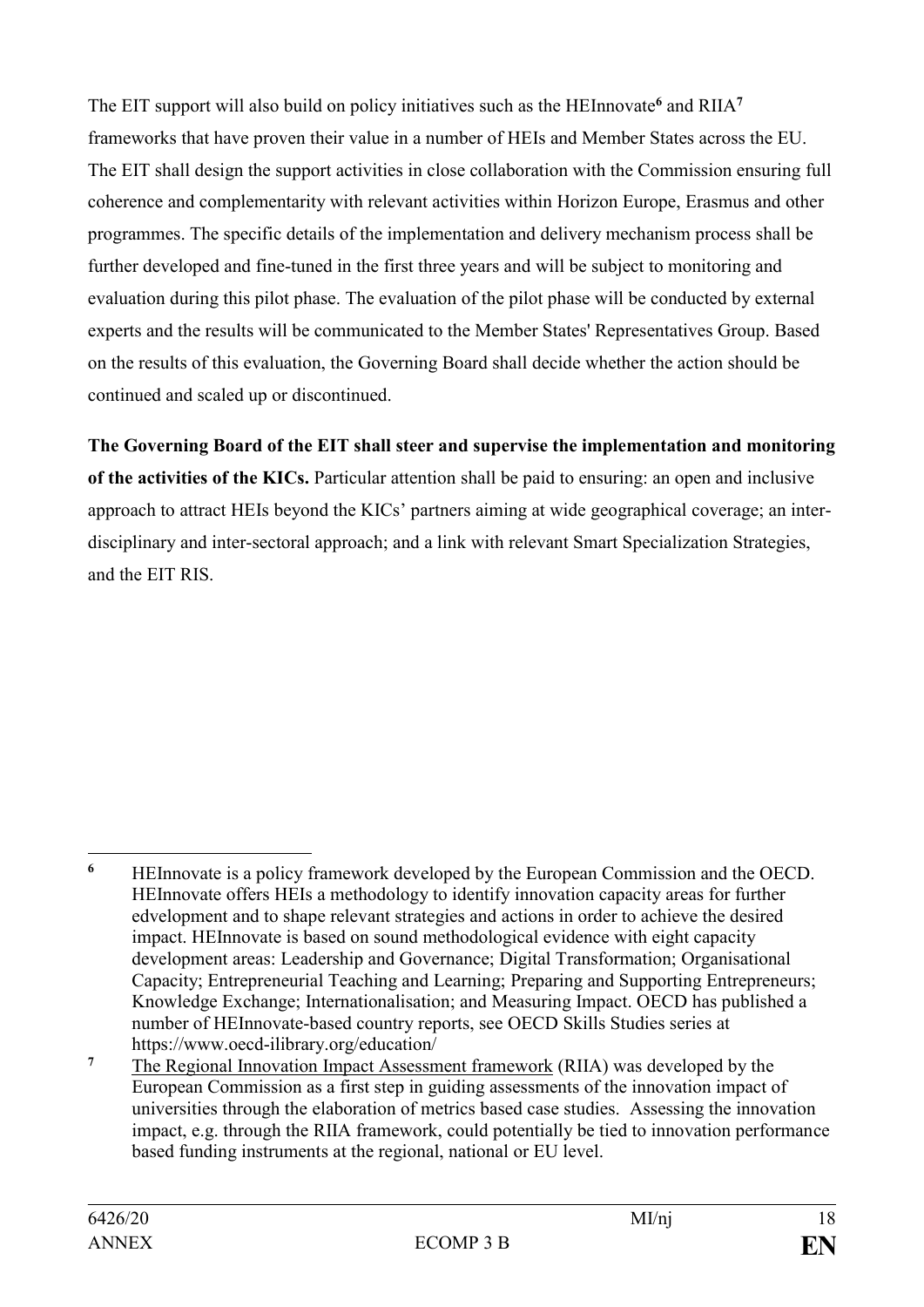The EIT support will also build on policy initiatives such as the HEInnovate[6] and RIIA[7] frameworks that have proven their value in a number of HEIs and Member States across the EU. The EIT shall design the support activities in close collaboration with the Commission ensuring full coherence and complementarity with relevant activities within Horizon Europe, Erasmus and other programmes. The specific details of the implementation and delivery mechanism process shall be further developed and fine-tuned in the first three years and will be subject to monitoring and evaluation during this pilot phase. The evaluation of the pilot phase will be conducted by external experts and the results will be communicated to the Member States' Representatives Group. Based on the results of this evaluation, the Governing Board shall decide whether the action should be continued and scaled up or discontinued.

**The Governing Board of the EIT shall steer and supervise the implementation and monitoring of the activities of the KICs.** Particular attention shall be paid to ensuring: an open and inclusive approach to attract HEIs beyond the KICs' partners aiming at wide geographical coverage; an inter-disciplinary and inter-sectoral approach; and a link with relevant Smart Specialization Strategies, and the EIT RIS.

---

[6] HEInnovate is a policy framework developed by the European Commission and the OECD. HEInnovate offers HEIs a methodology to identify innovation capacity areas for further edvelopment and to shape relevant strategies and actions in order to achieve the desired impact. HEInnovate is based on sound methodological evidence with eight capacity development areas: Leadership and Governance; Digital Transformation; Organisational Capacity; Entrepreneurial Teaching and Learning; Preparing and Supporting Entrepreneurs; Knowledge Exchange; Internationalisation; and Measuring Impact. OECD has published a number of HEInnovate-based country reports, see OECD Skills Studies series at https://www.oecd-ilibrary.org/education/

[7] The Regional Innovation Impact Assessment framework (RIIA) was developed by the European Commission as a first step in guiding assessments of the innovation impact of universities through the elaboration of metrics based case studies. Assessing the innovation impact, e.g. through the RIIA framework, could potentially be tied to innovation performance based funding instruments at the regional, national or EU level.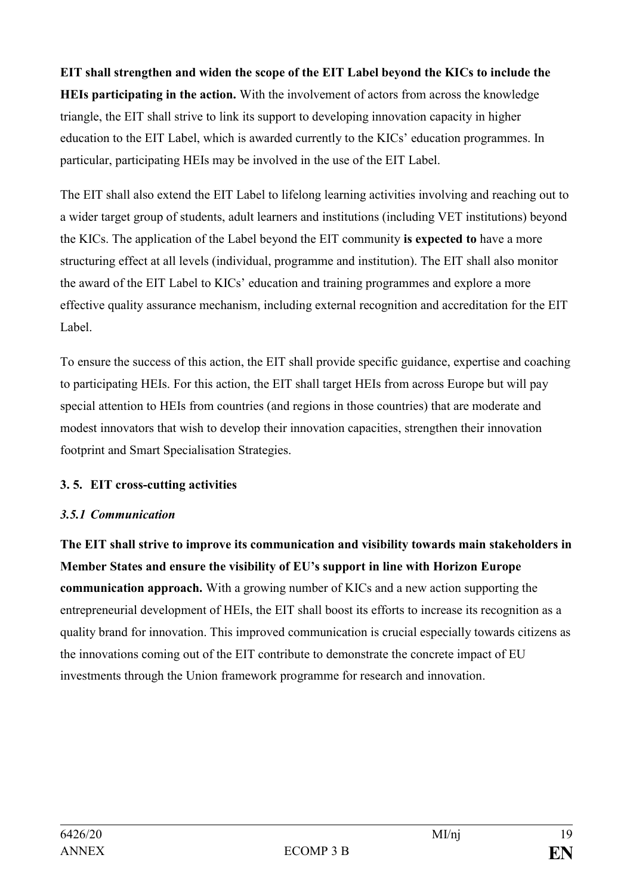**EIT shall strengthen and widen the scope of the EIT Label beyond the KICs to include the HEIs participating in the action.** With the involvement of actors from across the knowledge triangle, the EIT shall strive to link its support to developing innovation capacity in higher education to the EIT Label, which is awarded currently to the KICs' education programmes. In particular, participating HEIs may be involved in the use of the EIT Label.

The EIT shall also extend the EIT Label to lifelong learning activities involving and reaching out to a wider target group of students, adult learners and institutions (including VET institutions) beyond the KICs. The application of the Label beyond the EIT community **is expected to** have a more structuring effect at all levels (individual, programme and institution). The EIT shall also monitor the award of the EIT Label to KICs' education and training programmes and explore a more effective quality assurance mechanism, including external recognition and accreditation for the EIT Label.

To ensure the success of this action, the EIT shall provide specific guidance, expertise and coaching to participating HEIs. For this action, the EIT shall target HEIs from across Europe but will pay special attention to HEIs from countries (and regions in those countries) that are moderate and modest innovators that wish to develop their innovation capacities, strengthen their innovation footprint and Smart Specialisation Strategies.

## 3. 5. EIT cross-cutting activities

### *3.5.1 Communication*

**The EIT shall strive to improve its communication and visibility towards main stakeholders in Member States and ensure the visibility of EU's support in line with Horizon Europe communication approach.** With a growing number of KICs and a new action supporting the entrepreneurial development of HEIs, the EIT shall boost its efforts to increase its recognition as a quality brand for innovation. This improved communication is crucial especially towards citizens as the innovations coming out of the EIT contribute to demonstrate the concrete impact of EU investments through the Union framework programme for research and innovation.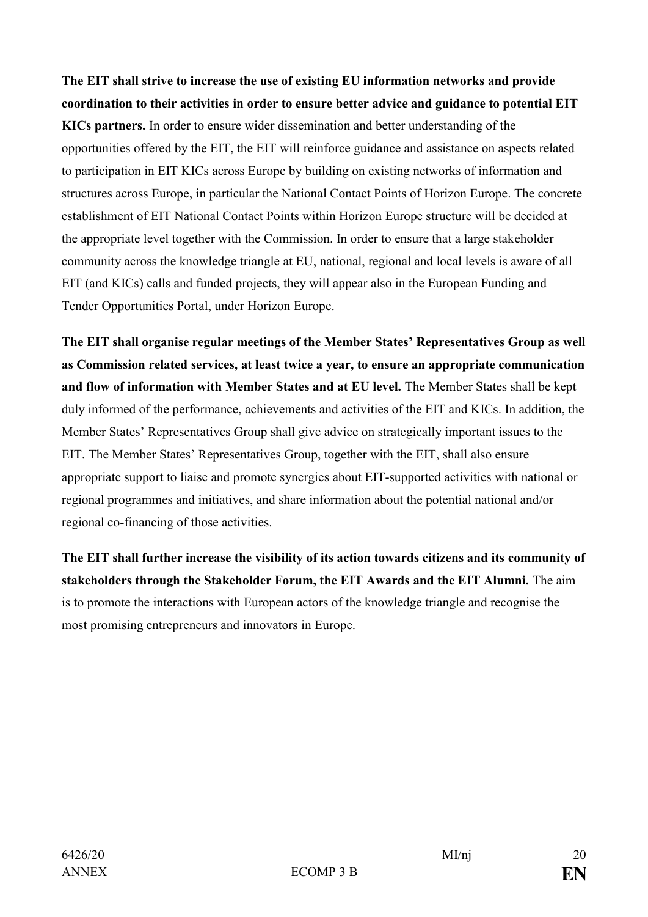**The EIT shall strive to increase the use of existing EU information networks and provide coordination to their activities in order to ensure better advice and guidance to potential EIT KICs partners.** In order to ensure wider dissemination and better understanding of the opportunities offered by the EIT, the EIT will reinforce guidance and assistance on aspects related to participation in EIT KICs across Europe by building on existing networks of information and structures across Europe, in particular the National Contact Points of Horizon Europe. The concrete establishment of EIT National Contact Points within Horizon Europe structure will be decided at the appropriate level together with the Commission. In order to ensure that a large stakeholder community across the knowledge triangle at EU, national, regional and local levels is aware of all EIT (and KICs) calls and funded projects, they will appear also in the European Funding and Tender Opportunities Portal, under Horizon Europe.

**The EIT shall organise regular meetings of the Member States' Representatives Group as well as Commission related services, at least twice a year, to ensure an appropriate communication and flow of information with Member States and at EU level.** The Member States shall be kept duly informed of the performance, achievements and activities of the EIT and KICs. In addition, the Member States' Representatives Group shall give advice on strategically important issues to the EIT. The Member States' Representatives Group, together with the EIT, shall also ensure appropriate support to liaise and promote synergies about EIT-supported activities with national or regional programmes and initiatives, and share information about the potential national and/or regional co-financing of those activities.

**The EIT shall further increase the visibility of its action towards citizens and its community of stakeholders through the Stakeholder Forum, the EIT Awards and the EIT Alumni.** The aim is to promote the interactions with European actors of the knowledge triangle and recognise the most promising entrepreneurs and innovators in Europe.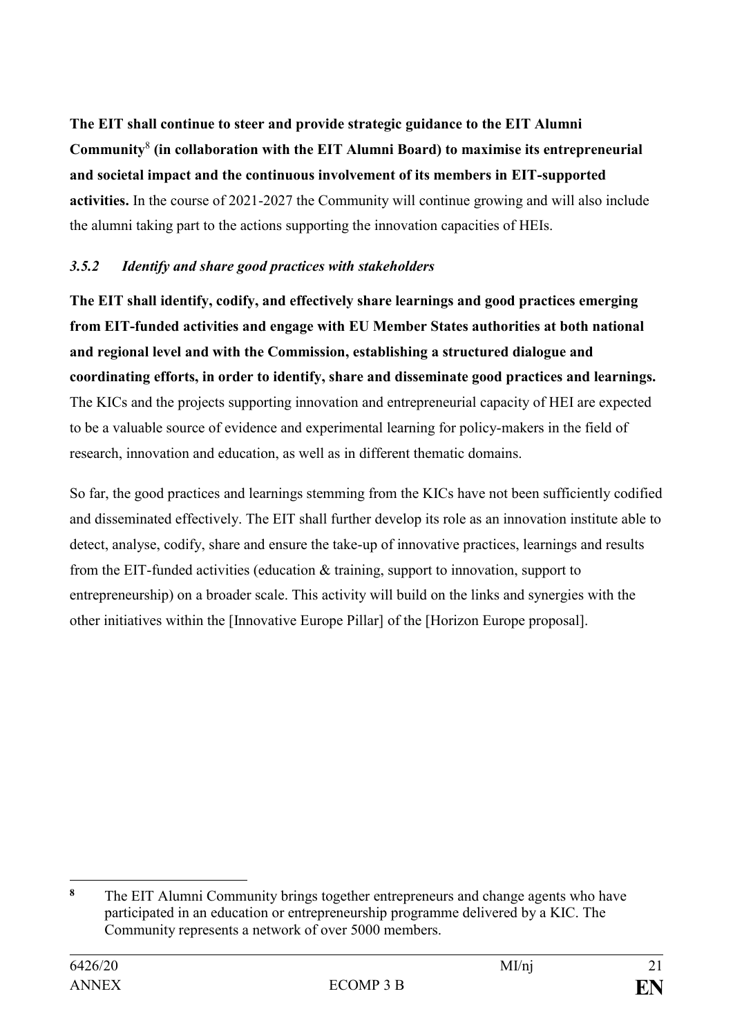**The EIT shall continue to steer and provide strategic guidance to the EIT Alumni Community**[8] **(in collaboration with the EIT Alumni Board) to maximise its entrepreneurial and societal impact and the continuous involvement of its members in EIT-supported activities.** In the course of 2021-2027 the Community will continue growing and will also include the alumni taking part to the actions supporting the innovation capacities of HEIs.

### *3.5.2 Identify and share good practices with stakeholders*

**The EIT shall identify, codify, and effectively share learnings and good practices emerging from EIT-funded activities and engage with EU Member States authorities at both national and regional level and with the Commission, establishing a structured dialogue and coordinating efforts, in order to identify, share and disseminate good practices and learnings.** The KICs and the projects supporting innovation and entrepreneurial capacity of HEI are expected to be a valuable source of evidence and experimental learning for policy-makers in the field of research, innovation and education, as well as in different thematic domains.

So far, the good practices and learnings stemming from the KICs have not been sufficiently codified and disseminated effectively. The EIT shall further develop its role as an innovation institute able to detect, analyse, codify, share and ensure the take-up of innovative practices, learnings and results from the EIT-funded activities (education & training, support to innovation, support to entrepreneurship) on a broader scale. This activity will build on the links and synergies with the other initiatives within the [Innovative Europe Pillar] of the [Horizon Europe proposal].

---

[8] The EIT Alumni Community brings together entrepreneurs and change agents who have participated in an education or entrepreneurship programme delivered by a KIC. The Community represents a network of over 5000 members.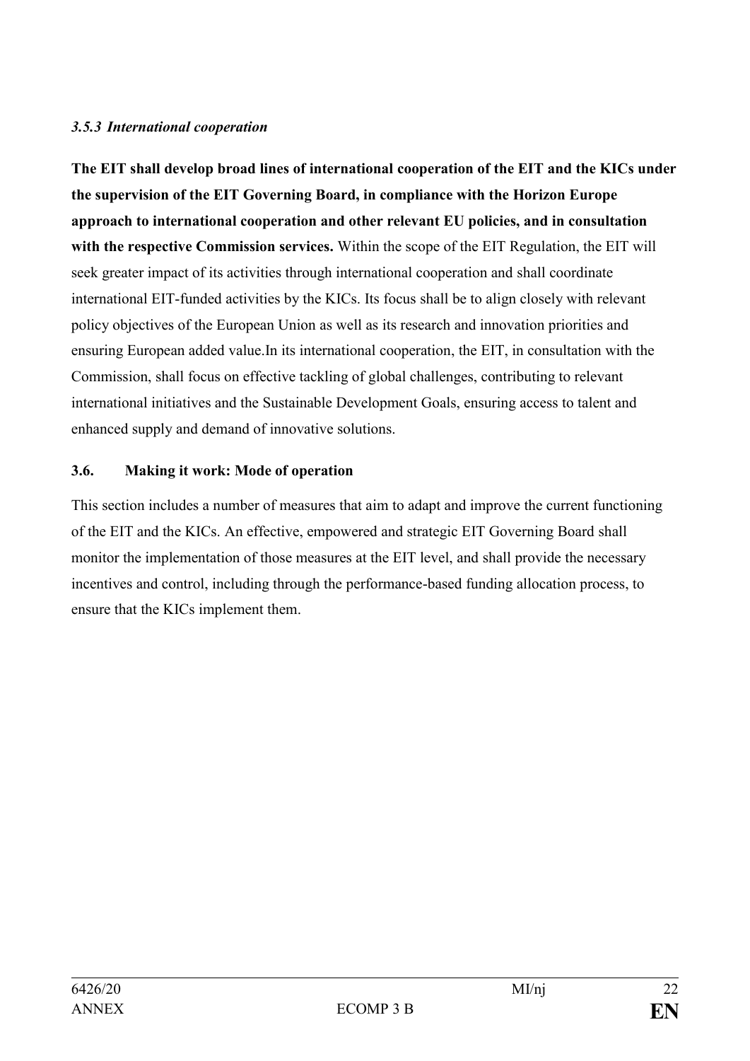### *3.5.3 International cooperation*

**The EIT shall develop broad lines of international cooperation of the EIT and the KICs under the supervision of the EIT Governing Board, in compliance with the Horizon Europe approach to international cooperation and other relevant EU policies, and in consultation with the respective Commission services.** Within the scope of the EIT Regulation, the EIT will seek greater impact of its activities through international cooperation and shall coordinate international EIT-funded activities by the KICs. Its focus shall be to align closely with relevant policy objectives of the European Union as well as its research and innovation priorities and ensuring European added value.In its international cooperation, the EIT, in consultation with the Commission, shall focus on effective tackling of global challenges, contributing to relevant international initiatives and the Sustainable Development Goals, ensuring access to talent and enhanced supply and demand of innovative solutions.

## 3.6. Making it work: Mode of operation

This section includes a number of measures that aim to adapt and improve the current functioning of the EIT and the KICs. An effective, empowered and strategic EIT Governing Board shall monitor the implementation of those measures at the EIT level, and shall provide the necessary incentives and control, including through the performance-based funding allocation process, to ensure that the KICs implement them.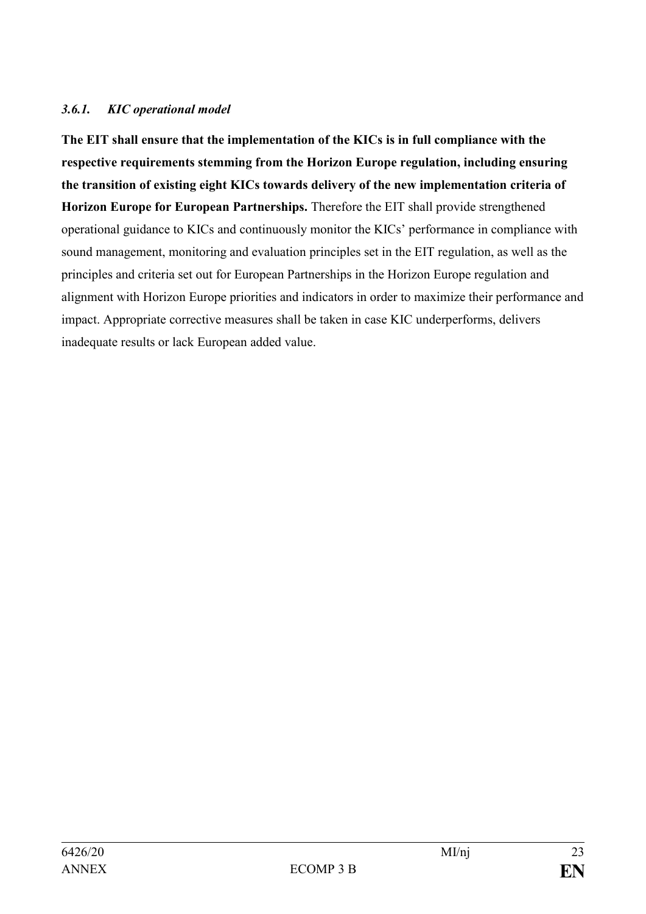#### *3.6.1. KIC operational model*

**The EIT shall ensure that the implementation of the KICs is in full compliance with the respective requirements stemming from the Horizon Europe regulation, including ensuring the transition of existing eight KICs towards delivery of the new implementation criteria of Horizon Europe for European Partnerships.** Therefore the EIT shall provide strengthened operational guidance to KICs and continuously monitor the KICs' performance in compliance with sound management, monitoring and evaluation principles set in the EIT regulation, as well as the principles and criteria set out for European Partnerships in the Horizon Europe regulation and alignment with Horizon Europe priorities and indicators in order to maximize their performance and impact. Appropriate corrective measures shall be taken in case KIC underperforms, delivers inadequate results or lack European added value.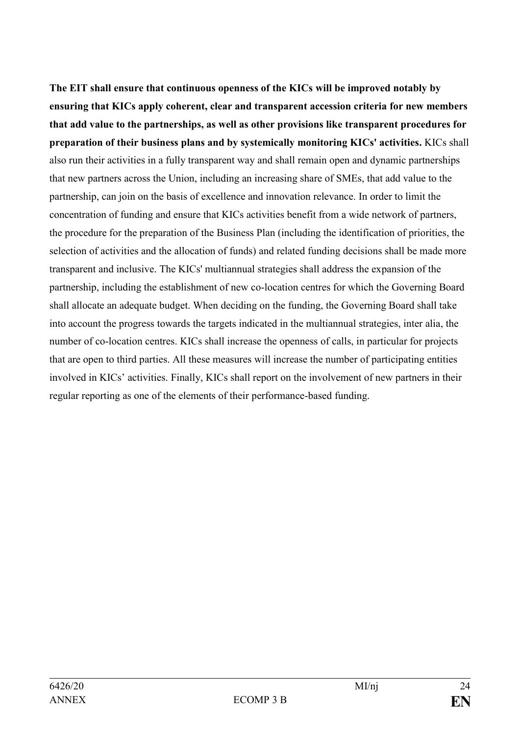**The EIT shall ensure that continuous openness of the KICs will be improved notably by ensuring that KICs apply coherent, clear and transparent accession criteria for new members that add value to the partnerships, as well as other provisions like transparent procedures for preparation of their business plans and by systemically monitoring KICs' activities.** KICs shall also run their activities in a fully transparent way and shall remain open and dynamic partnerships that new partners across the Union, including an increasing share of SMEs, that add value to the partnership, can join on the basis of excellence and innovation relevance. In order to limit the concentration of funding and ensure that KICs activities benefit from a wide network of partners, the procedure for the preparation of the Business Plan (including the identification of priorities, the selection of activities and the allocation of funds) and related funding decisions shall be made more transparent and inclusive. The KICs' multiannual strategies shall address the expansion of the partnership, including the establishment of new co-location centres for which the Governing Board shall allocate an adequate budget. When deciding on the funding, the Governing Board shall take into account the progress towards the targets indicated in the multiannual strategies, inter alia, the number of co-location centres. KICs shall increase the openness of calls, in particular for projects that are open to third parties. All these measures will increase the number of participating entities involved in KICs' activities. Finally, KICs shall report on the involvement of new partners in their regular reporting as one of the elements of their performance-based funding.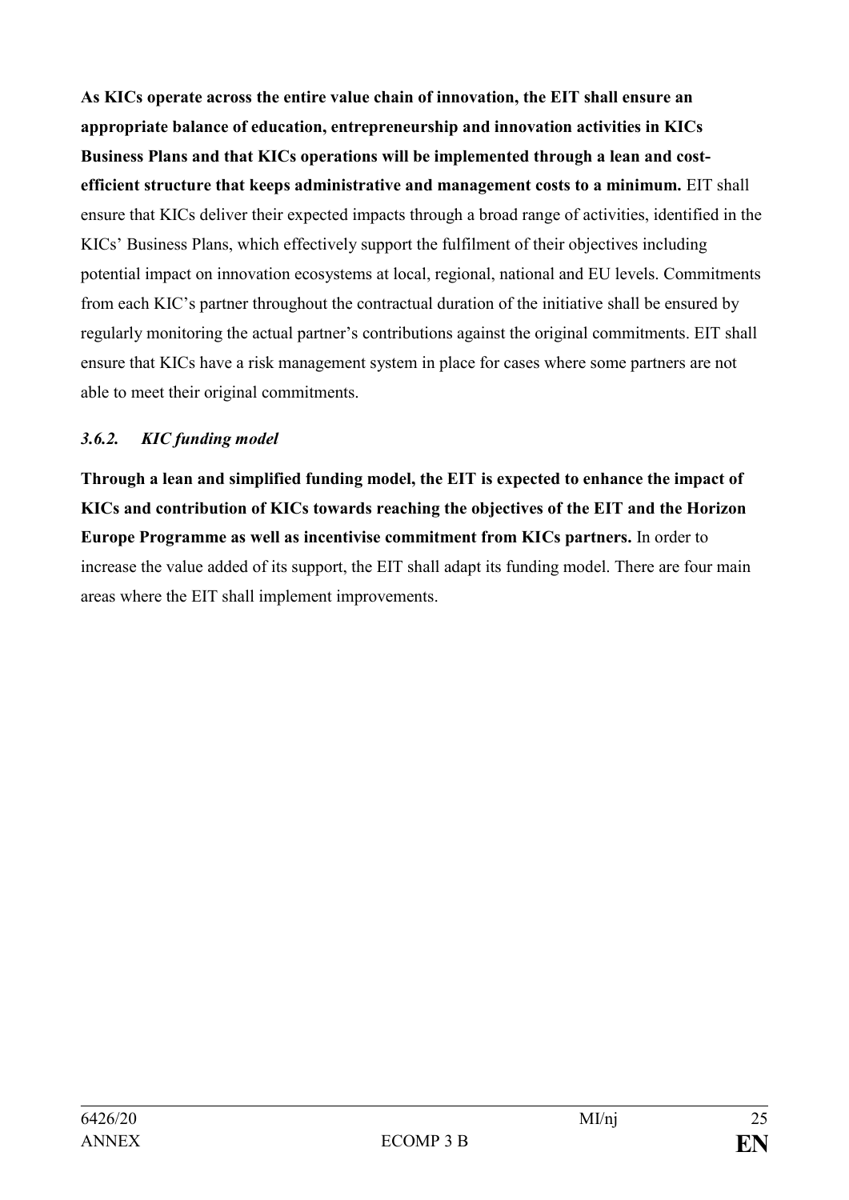**As KICs operate across the entire value chain of innovation, the EIT shall ensure an appropriate balance of education, entrepreneurship and innovation activities in KICs Business Plans and that KICs operations will be implemented through a lean and cost-efficient structure that keeps administrative and management costs to a minimum.** EIT shall ensure that KICs deliver their expected impacts through a broad range of activities, identified in the KICs' Business Plans, which effectively support the fulfilment of their objectives including potential impact on innovation ecosystems at local, regional, national and EU levels. Commitments from each KIC's partner throughout the contractual duration of the initiative shall be ensured by regularly monitoring the actual partner's contributions against the original commitments. EIT shall ensure that KICs have a risk management system in place for cases where some partners are not able to meet their original commitments.

### *3.6.2. KIC funding model*

**Through a lean and simplified funding model, the EIT is expected to enhance the impact of KICs and contribution of KICs towards reaching the objectives of the EIT and the Horizon Europe Programme as well as incentivise commitment from KICs partners.** In order to increase the value added of its support, the EIT shall adapt its funding model. There are four main areas where the EIT shall implement improvements.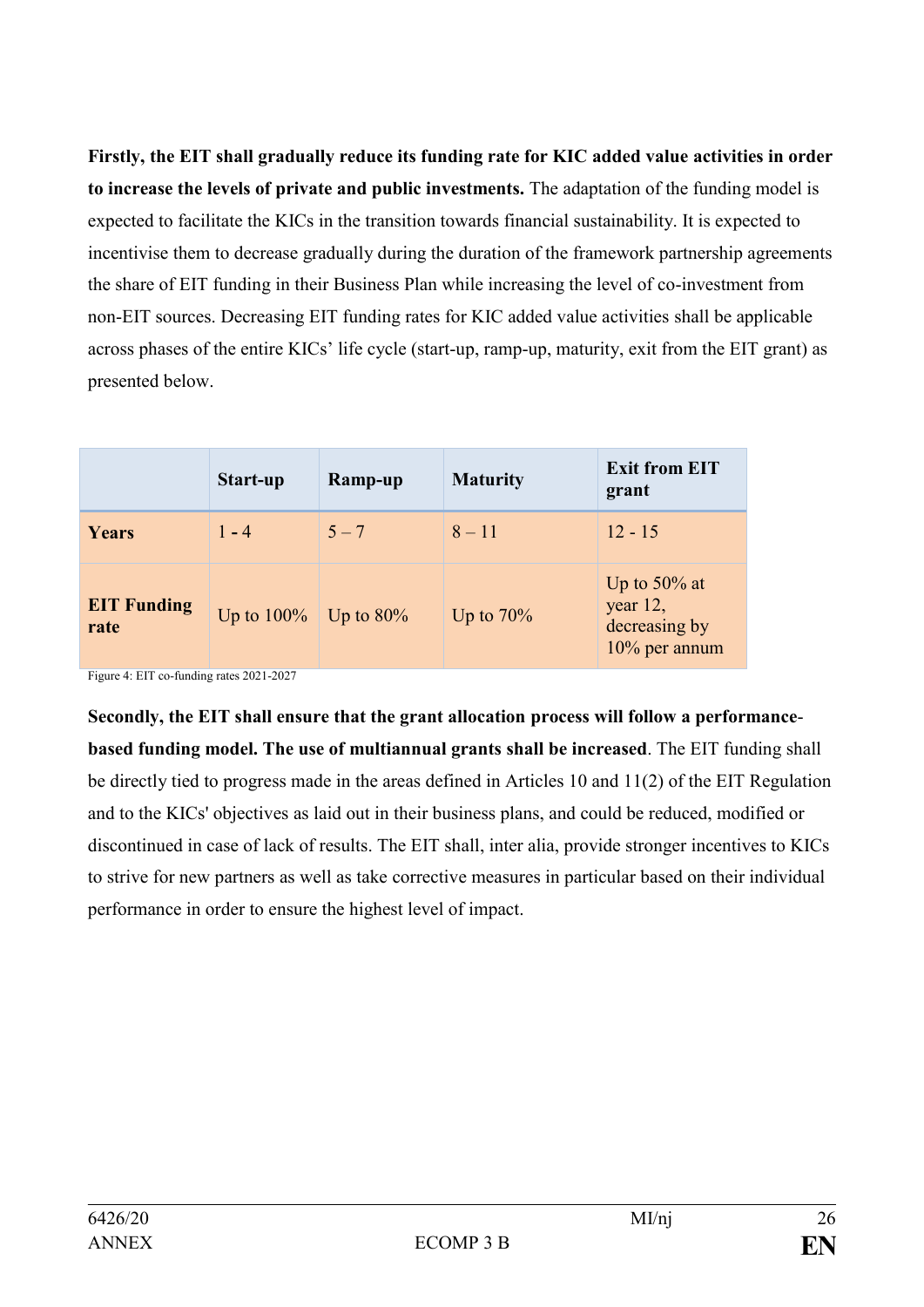**Firstly, the EIT shall gradually reduce its funding rate for KIC added value activities in order to increase the levels of private and public investments.** The adaptation of the funding model is expected to facilitate the KICs in the transition towards financial sustainability. It is expected to incentivise them to decrease gradually during the duration of the framework partnership agreements the share of EIT funding in their Business Plan while increasing the level of co-investment from non-EIT sources. Decreasing EIT funding rates for KIC added value activities shall be applicable across phases of the entire KICs' life cycle (start-up, ramp-up, maturity, exit from the EIT grant) as presented below.

| | **Start-up** | **Ramp-up** | **Maturity** | **Exit from EIT grant** |
|---|---|---|---|---|
| **Years** | 1 - 4 | 5 – 7 | 8 – 11 | 12 - 15 |
| **EIT Funding rate** | Up to 100% | Up to 80% | Up to 70% | Up to 50% at year 12, decreasing by 10% per annum |

Figure 4: EIT co-funding rates 2021-2027

**Secondly, the EIT shall ensure that the grant allocation process will follow a performance-based funding model. The use of multiannual grants shall be increased**. The EIT funding shall be directly tied to progress made in the areas defined in Articles 10 and 11(2) of the EIT Regulation and to the KICs' objectives as laid out in their business plans, and could be reduced, modified or discontinued in case of lack of results. The EIT shall, inter alia, provide stronger incentives to KICs to strive for new partners as well as take corrective measures in particular based on their individual performance in order to ensure the highest level of impact.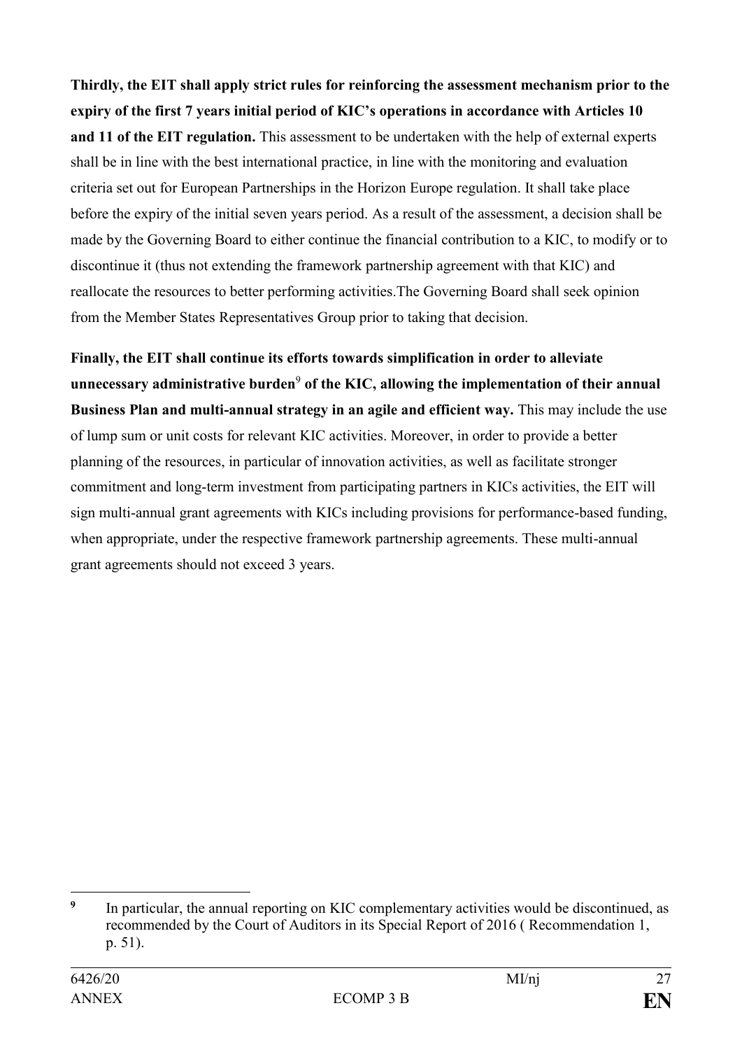**Thirdly, the EIT shall apply strict rules for reinforcing the assessment mechanism prior to the expiry of the first 7 years initial period of KIC's operations in accordance with Articles 10 and 11 of the EIT regulation.** This assessment to be undertaken with the help of external experts shall be in line with the best international practice, in line with the monitoring and evaluation criteria set out for European Partnerships in the Horizon Europe regulation. It shall take place before the expiry of the initial seven years period. As a result of the assessment, a decision shall be made by the Governing Board to either continue the financial contribution to a KIC, to modify or to discontinue it (thus not extending the framework partnership agreement with that KIC) and reallocate the resources to better performing activities.The Governing Board shall seek opinion from the Member States Representatives Group prior to taking that decision.

**Finally, the EIT shall continue its efforts towards simplification in order to alleviate unnecessary administrative burden[9] of the KIC, allowing the implementation of their annual Business Plan and multi-annual strategy in an agile and efficient way.** This may include the use of lump sum or unit costs for relevant KIC activities. Moreover, in order to provide a better planning of the resources, in particular of innovation activities, as well as facilitate stronger commitment and long-term investment from participating partners in KICs activities, the EIT will sign multi-annual grant agreements with KICs including provisions for performance-based funding, when appropriate, under the respective framework partnership agreements. These multi-annual grant agreements should not exceed 3 years.

[9] In particular, the annual reporting on KIC complementary activities would be discontinued, as recommended by the Court of Auditors in its Special Report of 2016 ( Recommendation 1, p. 51).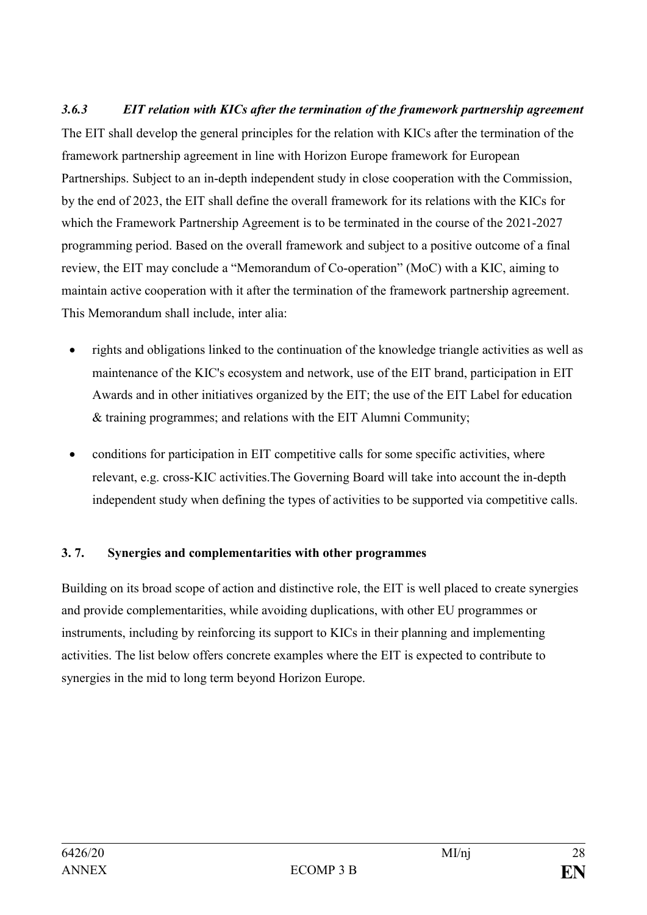### *3.6.3 EIT relation with KICs after the termination of the framework partnership agreement*

The EIT shall develop the general principles for the relation with KICs after the termination of the framework partnership agreement in line with Horizon Europe framework for European Partnerships. Subject to an in-depth independent study in close cooperation with the Commission, by the end of 2023, the EIT shall define the overall framework for its relations with the KICs for which the Framework Partnership Agreement is to be terminated in the course of the 2021-2027 programming period. Based on the overall framework and subject to a positive outcome of a final review, the EIT may conclude a "Memorandum of Co-operation" (MoC) with a KIC, aiming to maintain active cooperation with it after the termination of the framework partnership agreement. This Memorandum shall include, inter alia:

- rights and obligations linked to the continuation of the knowledge triangle activities as well as maintenance of the KIC's ecosystem and network, use of the EIT brand, participation in EIT Awards and in other initiatives organized by the EIT; the use of the EIT Label for education & training programmes; and relations with the EIT Alumni Community;
- conditions for participation in EIT competitive calls for some specific activities, where relevant, e.g. cross-KIC activities.The Governing Board will take into account the in-depth independent study when defining the types of activities to be supported via competitive calls.

## **3. 7. Synergies and complementarities with other programmes**

Building on its broad scope of action and distinctive role, the EIT is well placed to create synergies and provide complementarities, while avoiding duplications, with other EU programmes or instruments, including by reinforcing its support to KICs in their planning and implementing activities. The list below offers concrete examples where the EIT is expected to contribute to synergies in the mid to long term beyond Horizon Europe.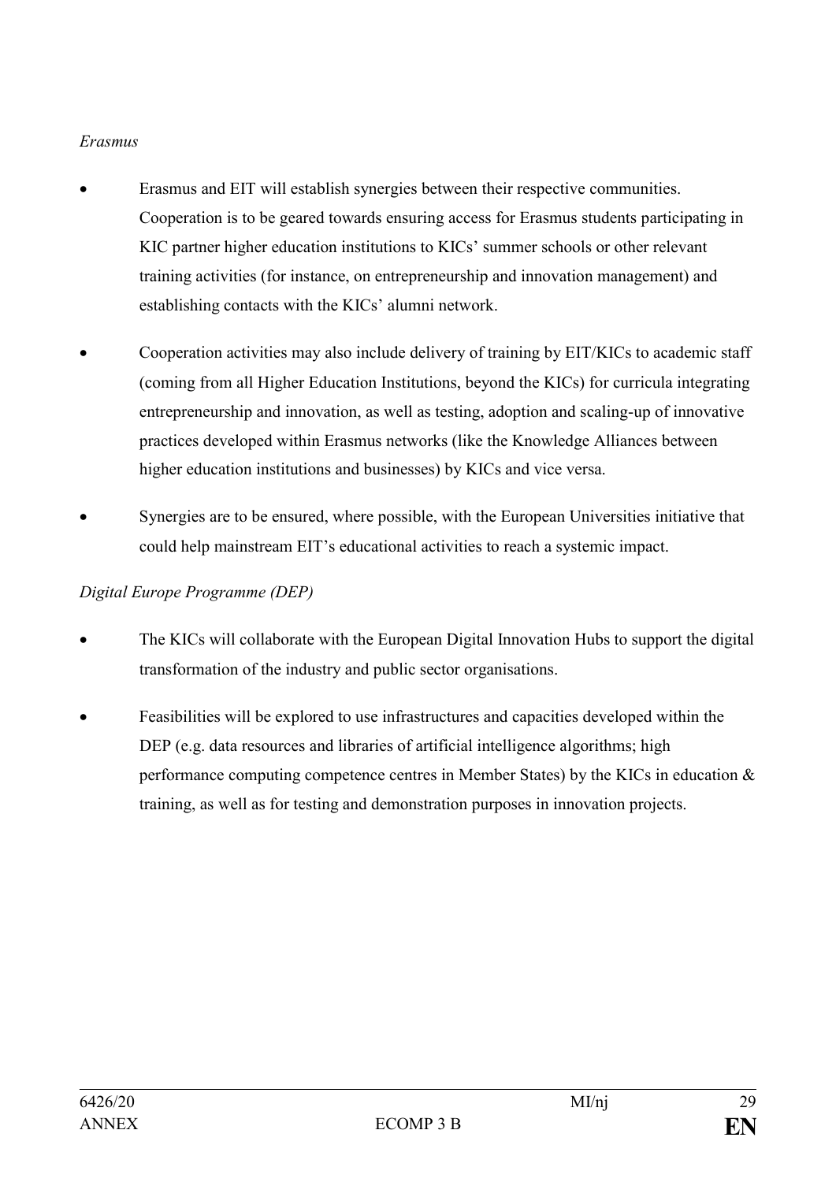*Erasmus*

- Erasmus and EIT will establish synergies between their respective communities. Cooperation is to be geared towards ensuring access for Erasmus students participating in KIC partner higher education institutions to KICs' summer schools or other relevant training activities (for instance, on entrepreneurship and innovation management) and establishing contacts with the KICs' alumni network.
- Cooperation activities may also include delivery of training by EIT/KICs to academic staff (coming from all Higher Education Institutions, beyond the KICs) for curricula integrating entrepreneurship and innovation, as well as testing, adoption and scaling-up of innovative practices developed within Erasmus networks (like the Knowledge Alliances between higher education institutions and businesses) by KICs and vice versa.
- Synergies are to be ensured, where possible, with the European Universities initiative that could help mainstream EIT's educational activities to reach a systemic impact.

*Digital Europe Programme (DEP)*

- The KICs will collaborate with the European Digital Innovation Hubs to support the digital transformation of the industry and public sector organisations.
- Feasibilities will be explored to use infrastructures and capacities developed within the DEP (e.g. data resources and libraries of artificial intelligence algorithms; high performance computing competence centres in Member States) by the KICs in education & training, as well as for testing and demonstration purposes in innovation projects.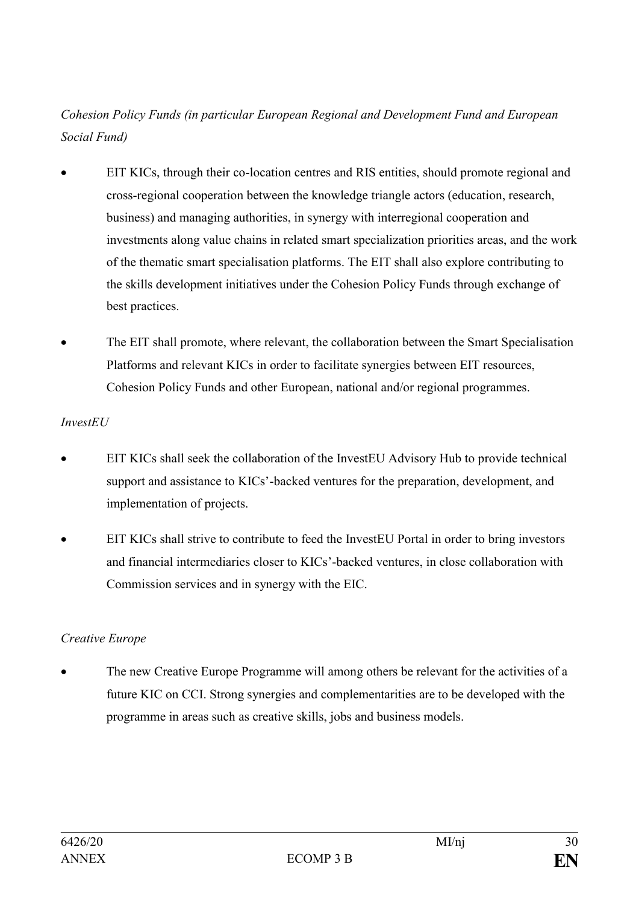*Cohesion Policy Funds (in particular European Regional and Development Fund and European Social Fund)*

- EIT KICs, through their co-location centres and RIS entities, should promote regional and cross-regional cooperation between the knowledge triangle actors (education, research, business) and managing authorities, in synergy with interregional cooperation and investments along value chains in related smart specialization priorities areas, and the work of the thematic smart specialisation platforms. The EIT shall also explore contributing to the skills development initiatives under the Cohesion Policy Funds through exchange of best practices.
- The EIT shall promote, where relevant, the collaboration between the Smart Specialisation Platforms and relevant KICs in order to facilitate synergies between EIT resources, Cohesion Policy Funds and other European, national and/or regional programmes.

*InvestEU*

- EIT KICs shall seek the collaboration of the InvestEU Advisory Hub to provide technical support and assistance to KICs'-backed ventures for the preparation, development, and implementation of projects.
- EIT KICs shall strive to contribute to feed the InvestEU Portal in order to bring investors and financial intermediaries closer to KICs'-backed ventures, in close collaboration with Commission services and in synergy with the EIC.

*Creative Europe*

- The new Creative Europe Programme will among others be relevant for the activities of a future KIC on CCI. Strong synergies and complementarities are to be developed with the programme in areas such as creative skills, jobs and business models.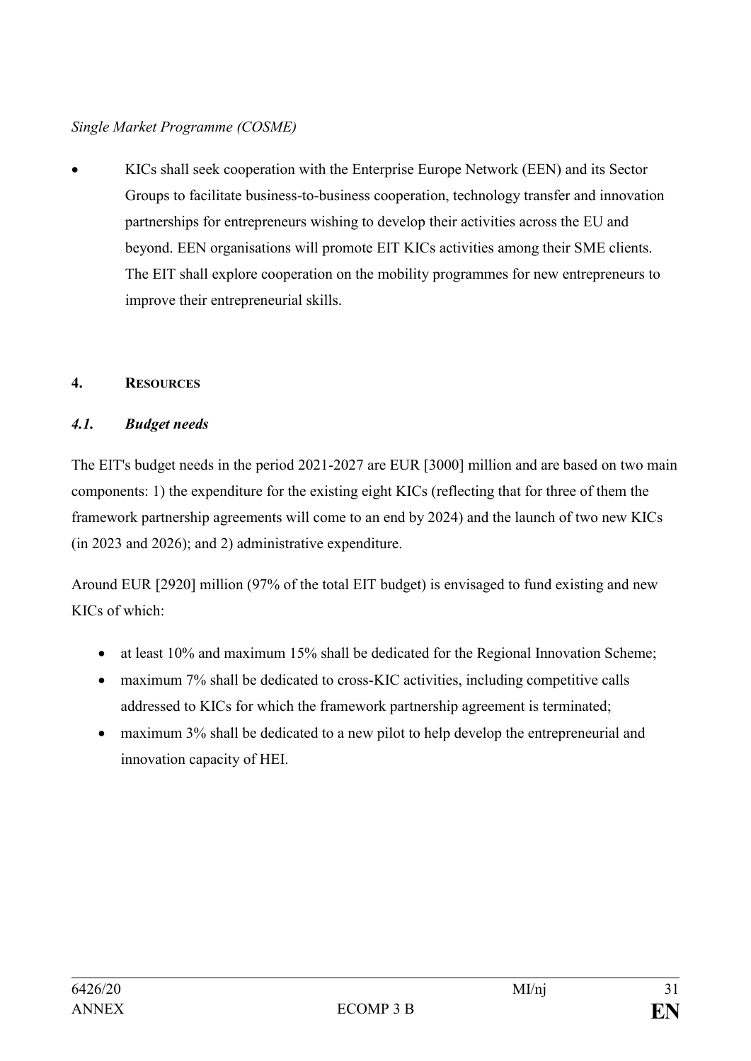*Single Market Programme (COSME)*

- KICs shall seek cooperation with the Enterprise Europe Network (EEN) and its Sector Groups to facilitate business-to-business cooperation, technology transfer and innovation partnerships for entrepreneurs wishing to develop their activities across the EU and beyond. EEN organisations will promote EIT KICs activities among their SME clients. The EIT shall explore cooperation on the mobility programmes for new entrepreneurs to improve their entrepreneurial skills.

## 4. RESOURCES

### *4.1. Budget needs*

The EIT's budget needs in the period 2021-2027 are EUR [3000] million and are based on two main components: 1) the expenditure for the existing eight KICs (reflecting that for three of them the framework partnership agreements will come to an end by 2024) and the launch of two new KICs (in 2023 and 2026); and 2) administrative expenditure.

Around EUR [2920] million (97% of the total EIT budget) is envisaged to fund existing and new KICs of which:

- at least 10% and maximum 15% shall be dedicated for the Regional Innovation Scheme;
- maximum 7% shall be dedicated to cross-KIC activities, including competitive calls addressed to KICs for which the framework partnership agreement is terminated;
- maximum 3% shall be dedicated to a new pilot to help develop the entrepreneurial and innovation capacity of HEI.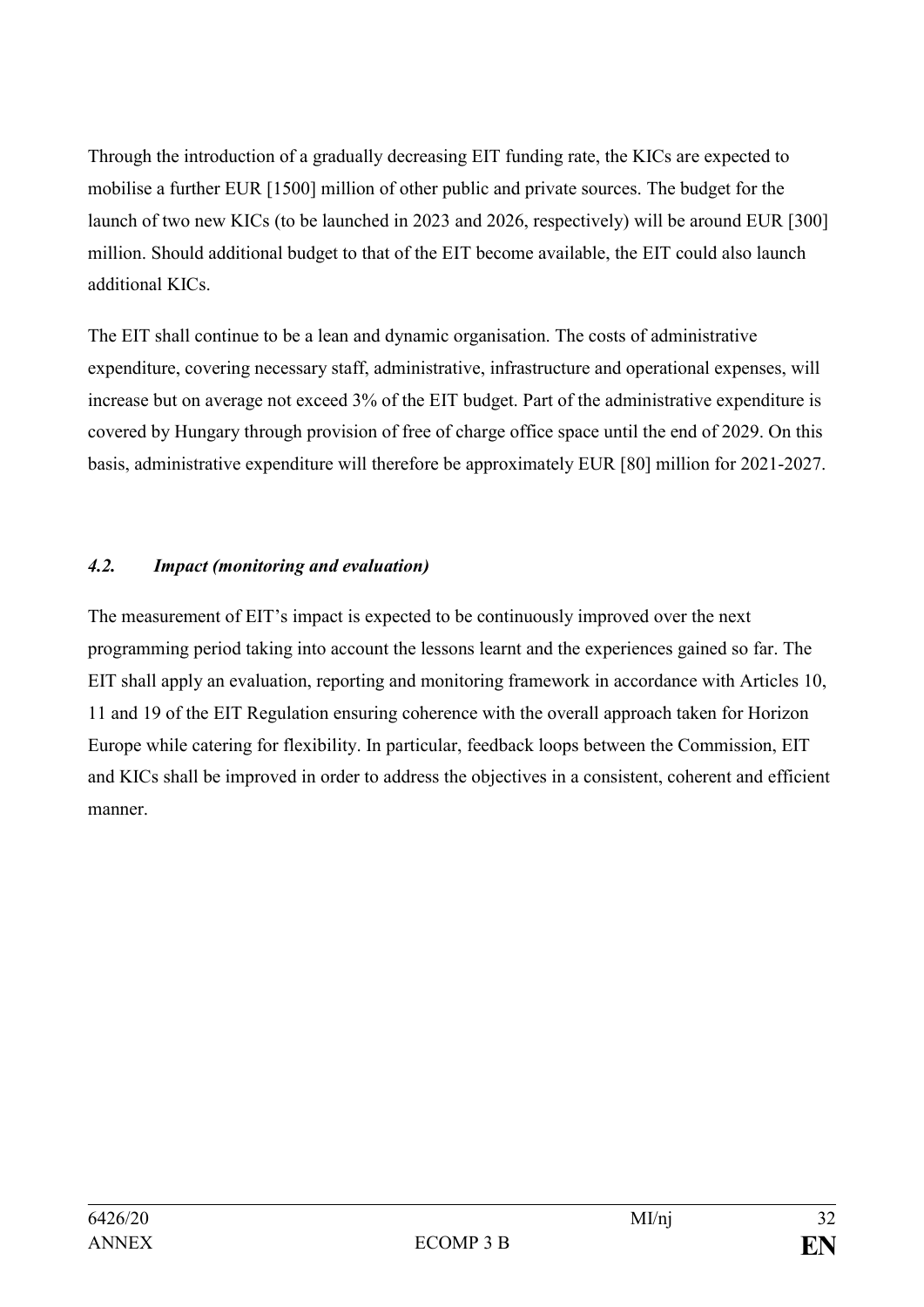Through the introduction of a gradually decreasing EIT funding rate, the KICs are expected to mobilise a further EUR [1500] million of other public and private sources. The budget for the launch of two new KICs (to be launched in 2023 and 2026, respectively) will be around EUR [300] million. Should additional budget to that of the EIT become available, the EIT could also launch additional KICs.

The EIT shall continue to be a lean and dynamic organisation. The costs of administrative expenditure, covering necessary staff, administrative, infrastructure and operational expenses, will increase but on average not exceed 3% of the EIT budget. Part of the administrative expenditure is covered by Hungary through provision of free of charge office space until the end of 2029. On this basis, administrative expenditure will therefore be approximately EUR [80] million for 2021-2027.

### *4.2. Impact (monitoring and evaluation)*

The measurement of EIT's impact is expected to be continuously improved over the next programming period taking into account the lessons learnt and the experiences gained so far. The EIT shall apply an evaluation, reporting and monitoring framework in accordance with Articles 10, 11 and 19 of the EIT Regulation ensuring coherence with the overall approach taken for Horizon Europe while catering for flexibility. In particular, feedback loops between the Commission, EIT and KICs shall be improved in order to address the objectives in a consistent, coherent and efficient manner.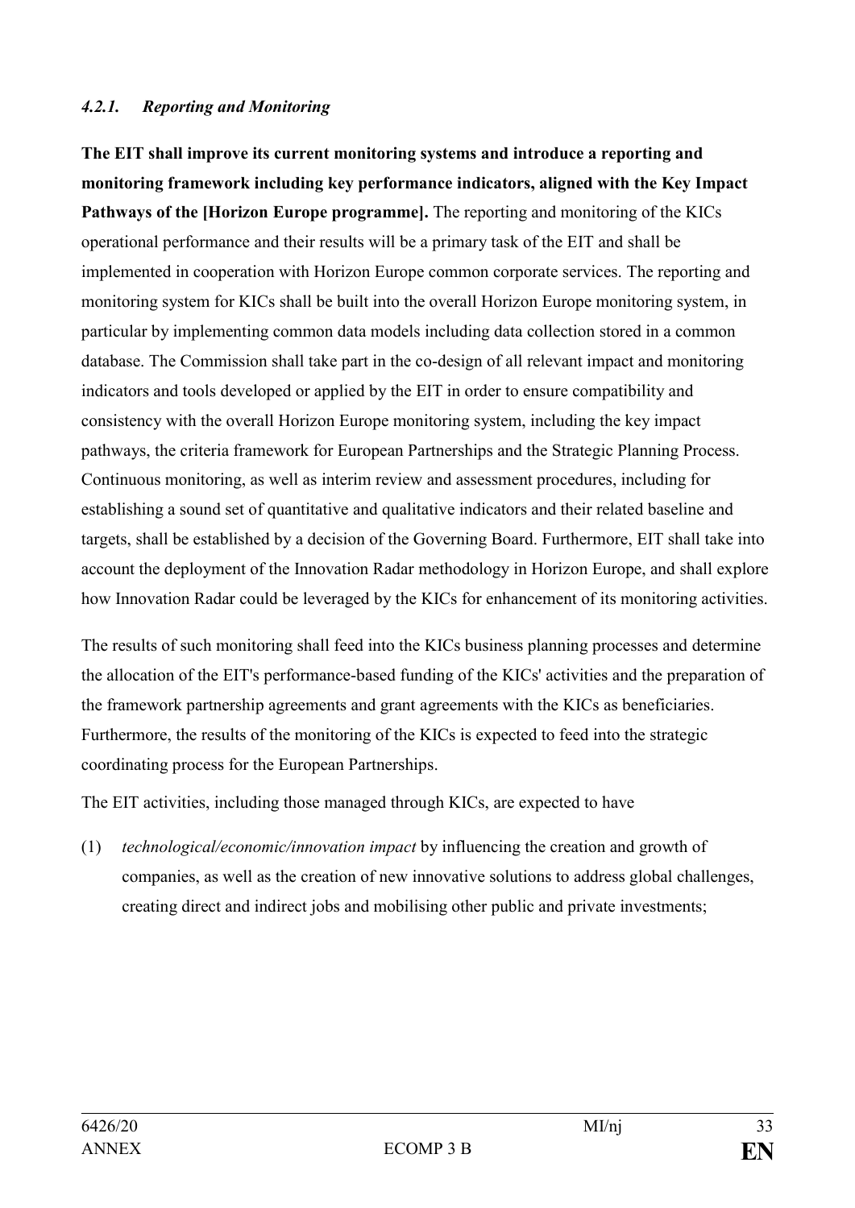#### *4.2.1. Reporting and Monitoring*

**The EIT shall improve its current monitoring systems and introduce a reporting and monitoring framework including key performance indicators, aligned with the Key Impact Pathways of the [Horizon Europe programme].** The reporting and monitoring of the KICs operational performance and their results will be a primary task of the EIT and shall be implemented in cooperation with Horizon Europe common corporate services. The reporting and monitoring system for KICs shall be built into the overall Horizon Europe monitoring system, in particular by implementing common data models including data collection stored in a common database. The Commission shall take part in the co-design of all relevant impact and monitoring indicators and tools developed or applied by the EIT in order to ensure compatibility and consistency with the overall Horizon Europe monitoring system, including the key impact pathways, the criteria framework for European Partnerships and the Strategic Planning Process. Continuous monitoring, as well as interim review and assessment procedures, including for establishing a sound set of quantitative and qualitative indicators and their related baseline and targets, shall be established by a decision of the Governing Board. Furthermore, EIT shall take into account the deployment of the Innovation Radar methodology in Horizon Europe, and shall explore how Innovation Radar could be leveraged by the KICs for enhancement of its monitoring activities.

The results of such monitoring shall feed into the KICs business planning processes and determine the allocation of the EIT's performance-based funding of the KICs' activities and the preparation of the framework partnership agreements and grant agreements with the KICs as beneficiaries. Furthermore, the results of the monitoring of the KICs is expected to feed into the strategic coordinating process for the European Partnerships.

The EIT activities, including those managed through KICs, are expected to have

(1) *technological/economic/innovation impact* by influencing the creation and growth of companies, as well as the creation of new innovative solutions to address global challenges, creating direct and indirect jobs and mobilising other public and private investments;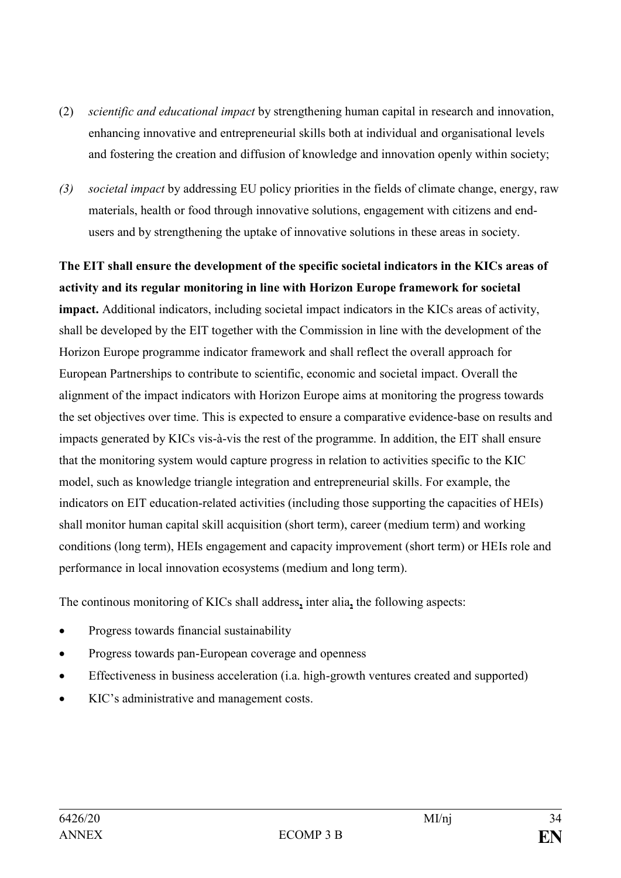(2) *scientific and educational impact* by strengthening human capital in research and innovation, enhancing innovative and entrepreneurial skills both at individual and organisational levels and fostering the creation and diffusion of knowledge and innovation openly within society;

*(3)* *societal impact* by addressing EU policy priorities in the fields of climate change, energy, raw materials, health or food through innovative solutions, engagement with citizens and end-users and by strengthening the uptake of innovative solutions in these areas in society.

**The EIT shall ensure the development of the specific societal indicators in the KICs areas of activity and its regular monitoring in line with Horizon Europe framework for societal impact.** Additional indicators, including societal impact indicators in the KICs areas of activity, shall be developed by the EIT together with the Commission in line with the development of the Horizon Europe programme indicator framework and shall reflect the overall approach for European Partnerships to contribute to scientific, economic and societal impact. Overall the alignment of the impact indicators with Horizon Europe aims at monitoring the progress towards the set objectives over time. This is expected to ensure a comparative evidence-base on results and impacts generated by KICs vis-à-vis the rest of the programme. In addition, the EIT shall ensure that the monitoring system would capture progress in relation to activities specific to the KIC model, such as knowledge triangle integration and entrepreneurial skills. For example, the indicators on EIT education-related activities (including those supporting the capacities of HEIs) shall monitor human capital skill acquisition (short term), career (medium term) and working conditions (long term), HEIs engagement and capacity improvement (short term) or HEIs role and performance in local innovation ecosystems (medium and long term).

The continous monitoring of KICs shall address**,** inter alia**,** the following aspects:

- Progress towards financial sustainability
- Progress towards pan-European coverage and openness
- Effectiveness in business acceleration (i.a. high-growth ventures created and supported)
- KIC's administrative and management costs.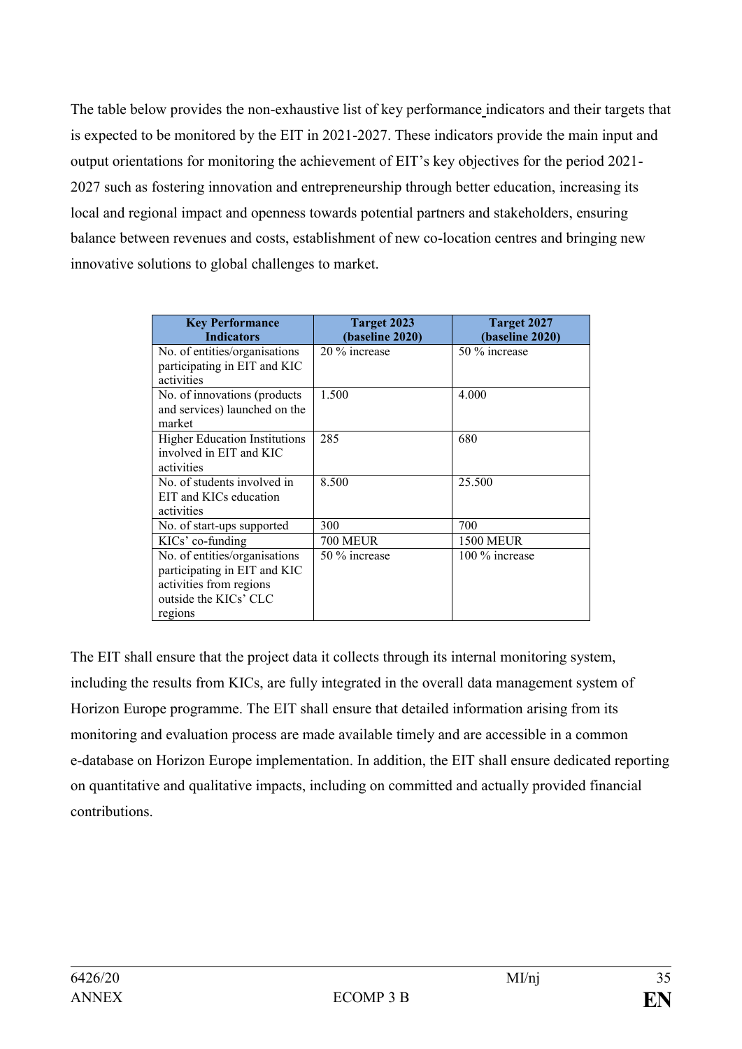The table below provides the non-exhaustive list of key performance indicators and their targets that is expected to be monitored by the EIT in 2021-2027. These indicators provide the main input and output orientations for monitoring the achievement of EIT's key objectives for the period 2021-2027 such as fostering innovation and entrepreneurship through better education, increasing its local and regional impact and openness towards potential partners and stakeholders, ensuring balance between revenues and costs, establishment of new co-location centres and bringing new innovative solutions to global challenges to market.

| Key Performance Indicators | Target 2023 (baseline 2020) | Target 2027 (baseline 2020) |
|---|---|---|
| No. of entities/organisations participating in EIT and KIC activities | 20 % increase | 50 % increase |
| No. of innovations (products and services) launched on the market | 1.500 | 4.000 |
| Higher Education Institutions involved in EIT and KIC activities | 285 | 680 |
| No. of students involved in EIT and KICs education activities | 8.500 | 25.500 |
| No. of start-ups supported | 300 | 700 |
| KICs' co-funding | 700 MEUR | 1500 MEUR |
| No. of entities/organisations participating in EIT and KIC activities from regions outside the KICs' CLC regions | 50 % increase | 100 % increase |

The EIT shall ensure that the project data it collects through its internal monitoring system, including the results from KICs, are fully integrated in the overall data management system of Horizon Europe programme. The EIT shall ensure that detailed information arising from its monitoring and evaluation process are made available timely and are accessible in a common e-database on Horizon Europe implementation. In addition, the EIT shall ensure dedicated reporting on quantitative and qualitative impacts, including on committed and actually provided financial contributions.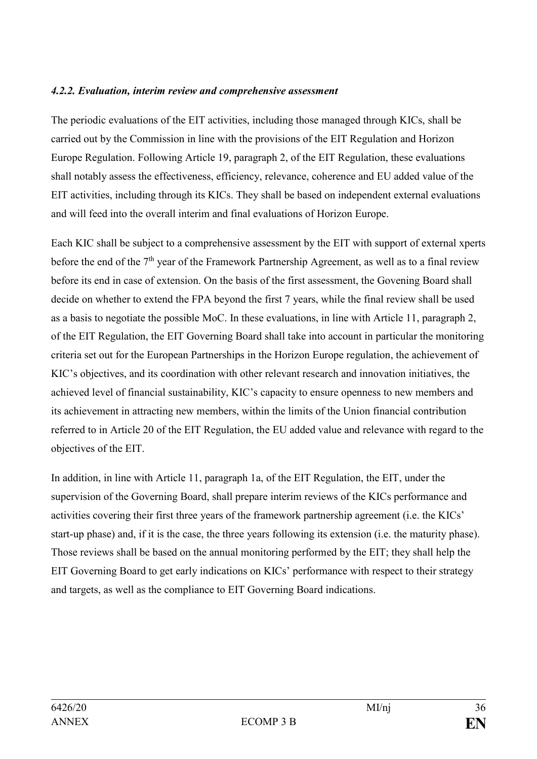#### *4.2.2. Evaluation, interim review and comprehensive assessment*

The periodic evaluations of the EIT activities, including those managed through KICs, shall be carried out by the Commission in line with the provisions of the EIT Regulation and Horizon Europe Regulation. Following Article 19, paragraph 2, of the EIT Regulation, these evaluations shall notably assess the effectiveness, efficiency, relevance, coherence and EU added value of the EIT activities, including through its KICs. They shall be based on independent external evaluations and will feed into the overall interim and final evaluations of Horizon Europe.

Each KIC shall be subject to a comprehensive assessment by the EIT with support of external xperts before the end of the 7th year of the Framework Partnership Agreement, as well as to a final review before its end in case of extension. On the basis of the first assessment, the Govening Board shall decide on whether to extend the FPA beyond the first 7 years, while the final review shall be used as a basis to negotiate the possible MoC. In these evaluations, in line with Article 11, paragraph 2, of the EIT Regulation, the EIT Governing Board shall take into account in particular the monitoring criteria set out for the European Partnerships in the Horizon Europe regulation, the achievement of KIC's objectives, and its coordination with other relevant research and innovation initiatives, the achieved level of financial sustainability, KIC's capacity to ensure openness to new members and its achievement in attracting new members, within the limits of the Union financial contribution referred to in Article 20 of the EIT Regulation, the EU added value and relevance with regard to the objectives of the EIT.

In addition, in line with Article 11, paragraph 1a, of the EIT Regulation, the EIT, under the supervision of the Governing Board, shall prepare interim reviews of the KICs performance and activities covering their first three years of the framework partnership agreement (i.e. the KICs' start-up phase) and, if it is the case, the three years following its extension (i.e. the maturity phase). Those reviews shall be based on the annual monitoring performed by the EIT; they shall help the EIT Governing Board to get early indications on KICs' performance with respect to their strategy and targets, as well as the compliance to EIT Governing Board indications.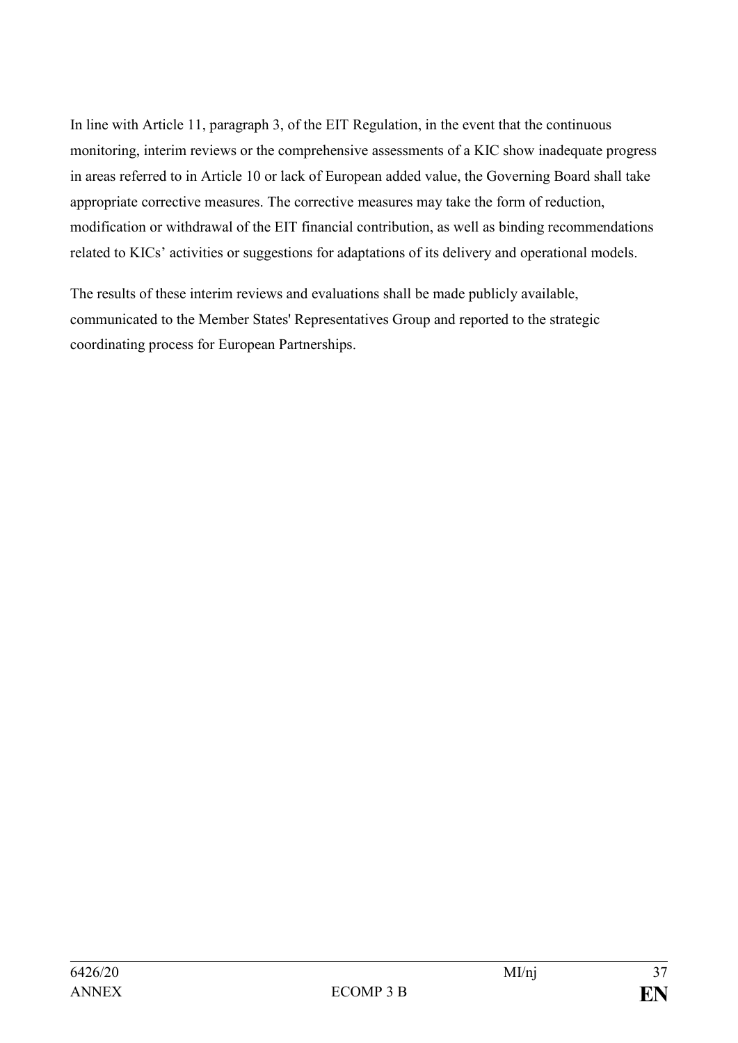In line with Article 11, paragraph 3, of the EIT Regulation, in the event that the continuous monitoring, interim reviews or the comprehensive assessments of a KIC show inadequate progress in areas referred to in Article 10 or lack of European added value, the Governing Board shall take appropriate corrective measures. The corrective measures may take the form of reduction, modification or withdrawal of the EIT financial contribution, as well as binding recommendations related to KICs' activities or suggestions for adaptations of its delivery and operational models.

The results of these interim reviews and evaluations shall be made publicly available, communicated to the Member States' Representatives Group and reported to the strategic coordinating process for European Partnerships.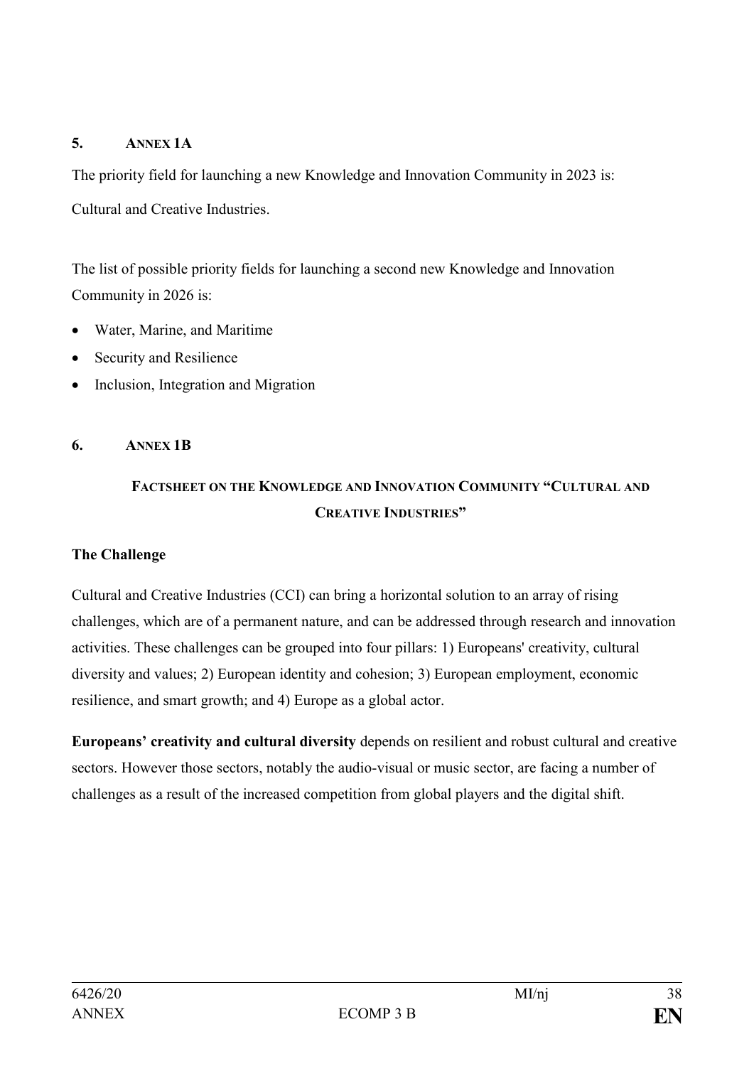## 5. ANNEX 1A

The priority field for launching a new Knowledge and Innovation Community in 2023 is:

Cultural and Creative Industries.

The list of possible priority fields for launching a second new Knowledge and Innovation Community in 2026 is:

- Water, Marine, and Maritime
- Security and Resilience
- Inclusion, Integration and Migration

## 6. ANNEX 1B

### FACTSHEET ON THE KNOWLEDGE AND INNOVATION COMMUNITY "CULTURAL AND CREATIVE INDUSTRIES"

**The Challenge**

Cultural and Creative Industries (CCI) can bring a horizontal solution to an array of rising challenges, which are of a permanent nature, and can be addressed through research and innovation activities. These challenges can be grouped into four pillars: 1) Europeans' creativity, cultural diversity and values; 2) European identity and cohesion; 3) European employment, economic resilience, and smart growth; and 4) Europe as a global actor.

**Europeans' creativity and cultural diversity** depends on resilient and robust cultural and creative sectors. However those sectors, notably the audio-visual or music sector, are facing a number of challenges as a result of the increased competition from global players and the digital shift.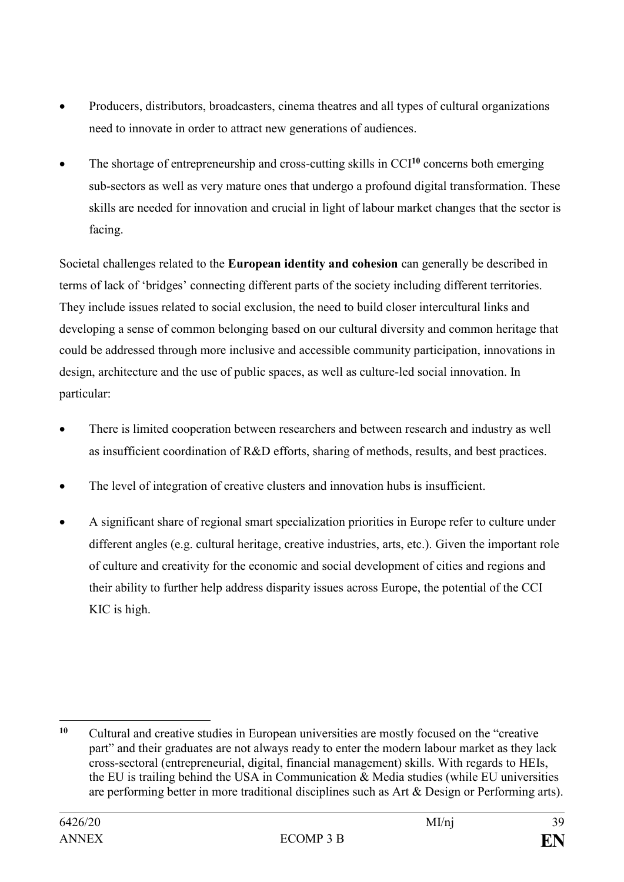- Producers, distributors, broadcasters, cinema theatres and all types of cultural organizations need to innovate in order to attract new generations of audiences.
- The shortage of entrepreneurship and cross-cutting skills in CCI[10] concerns both emerging sub-sectors as well as very mature ones that undergo a profound digital transformation. These skills are needed for innovation and crucial in light of labour market changes that the sector is facing.

Societal challenges related to the **European identity and cohesion** can generally be described in terms of lack of 'bridges' connecting different parts of the society including different territories. They include issues related to social exclusion, the need to build closer intercultural links and developing a sense of common belonging based on our cultural diversity and common heritage that could be addressed through more inclusive and accessible community participation, innovations in design, architecture and the use of public spaces, as well as culture-led social innovation. In particular:

- There is limited cooperation between researchers and between research and industry as well as insufficient coordination of R&D efforts, sharing of methods, results, and best practices.
- The level of integration of creative clusters and innovation hubs is insufficient.
- A significant share of regional smart specialization priorities in Europe refer to culture under different angles (e.g. cultural heritage, creative industries, arts, etc.). Given the important role of culture and creativity for the economic and social development of cities and regions and their ability to further help address disparity issues across Europe, the potential of the CCI KIC is high.

---

[10] Cultural and creative studies in European universities are mostly focused on the "creative part" and their graduates are not always ready to enter the modern labour market as they lack cross-sectoral (entrepreneurial, digital, financial management) skills. With regards to HEIs, the EU is trailing behind the USA in Communication & Media studies (while EU universities are performing better in more traditional disciplines such as Art & Design or Performing arts).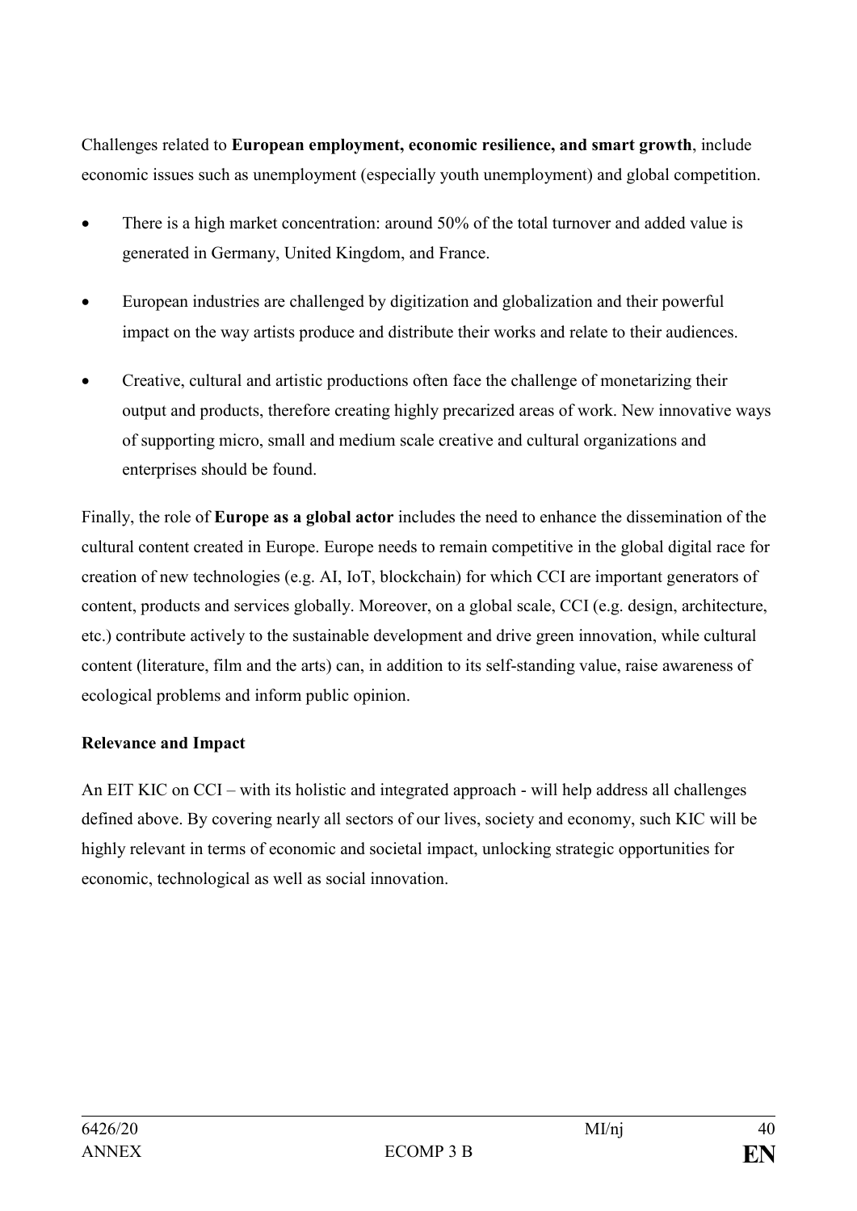Challenges related to **European employment, economic resilience, and smart growth**, include economic issues such as unemployment (especially youth unemployment) and global competition.

- There is a high market concentration: around 50% of the total turnover and added value is generated in Germany, United Kingdom, and France.
- European industries are challenged by digitization and globalization and their powerful impact on the way artists produce and distribute their works and relate to their audiences.
- Creative, cultural and artistic productions often face the challenge of monetarizing their output and products, therefore creating highly precarized areas of work. New innovative ways of supporting micro, small and medium scale creative and cultural organizations and enterprises should be found.

Finally, the role of **Europe as a global actor** includes the need to enhance the dissemination of the cultural content created in Europe. Europe needs to remain competitive in the global digital race for creation of new technologies (e.g. AI, IoT, blockchain) for which CCI are important generators of content, products and services globally. Moreover, on a global scale, CCI (e.g. design, architecture, etc.) contribute actively to the sustainable development and drive green innovation, while cultural content (literature, film and the arts) can, in addition to its self-standing value, raise awareness of ecological problems and inform public opinion.

**Relevance and Impact**

An EIT KIC on CCI – with its holistic and integrated approach - will help address all challenges defined above. By covering nearly all sectors of our lives, society and economy, such KIC will be highly relevant in terms of economic and societal impact, unlocking strategic opportunities for economic, technological as well as social innovation.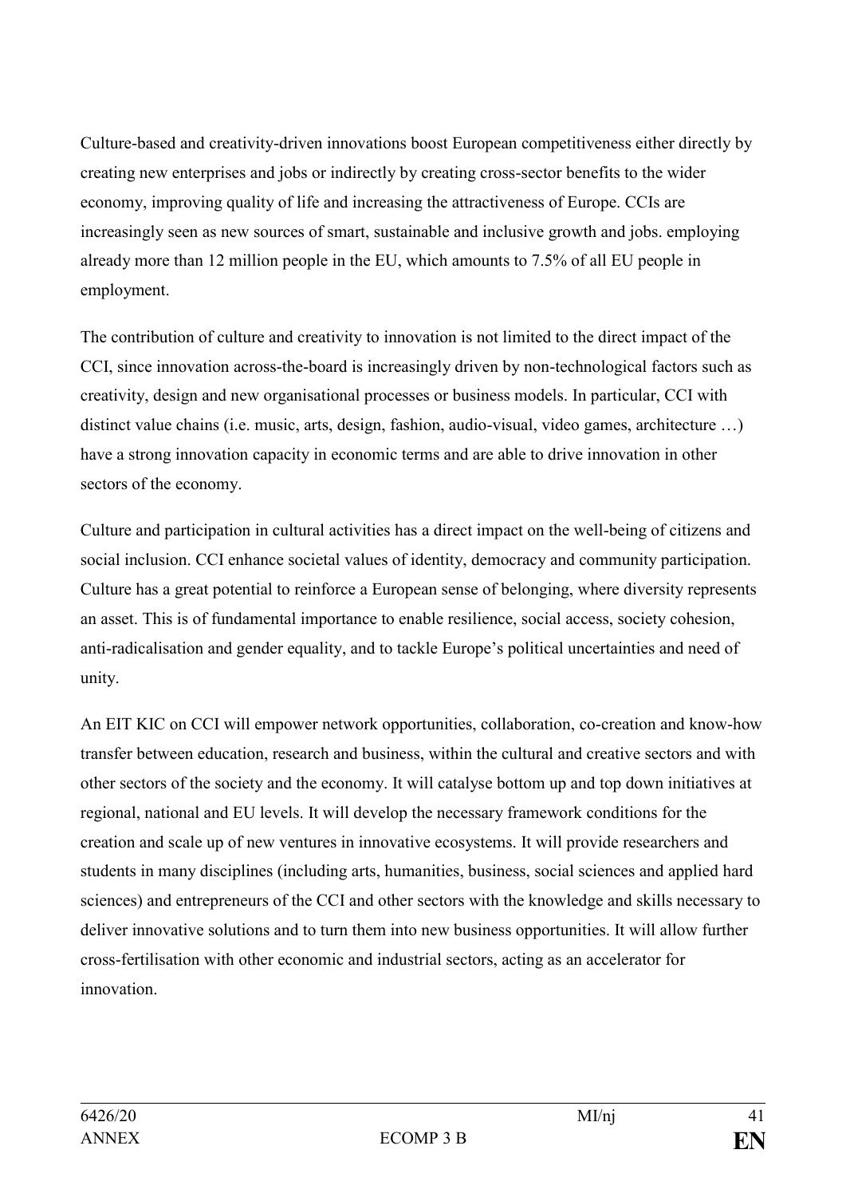Culture-based and creativity-driven innovations boost European competitiveness either directly by creating new enterprises and jobs or indirectly by creating cross-sector benefits to the wider economy, improving quality of life and increasing the attractiveness of Europe. CCIs are increasingly seen as new sources of smart, sustainable and inclusive growth and jobs. employing already more than 12 million people in the EU, which amounts to 7.5% of all EU people in employment.

The contribution of culture and creativity to innovation is not limited to the direct impact of the CCI, since innovation across-the-board is increasingly driven by non-technological factors such as creativity, design and new organisational processes or business models. In particular, CCI with distinct value chains (i.e. music, arts, design, fashion, audio-visual, video games, architecture …) have a strong innovation capacity in economic terms and are able to drive innovation in other sectors of the economy.

Culture and participation in cultural activities has a direct impact on the well-being of citizens and social inclusion. CCI enhance societal values of identity, democracy and community participation. Culture has a great potential to reinforce a European sense of belonging, where diversity represents an asset. This is of fundamental importance to enable resilience, social access, society cohesion, anti-radicalisation and gender equality, and to tackle Europe's political uncertainties and need of unity.

An EIT KIC on CCI will empower network opportunities, collaboration, co-creation and know-how transfer between education, research and business, within the cultural and creative sectors and with other sectors of the society and the economy. It will catalyse bottom up and top down initiatives at regional, national and EU levels. It will develop the necessary framework conditions for the creation and scale up of new ventures in innovative ecosystems. It will provide researchers and students in many disciplines (including arts, humanities, business, social sciences and applied hard sciences) and entrepreneurs of the CCI and other sectors with the knowledge and skills necessary to deliver innovative solutions and to turn them into new business opportunities. It will allow further cross-fertilisation with other economic and industrial sectors, acting as an accelerator for innovation.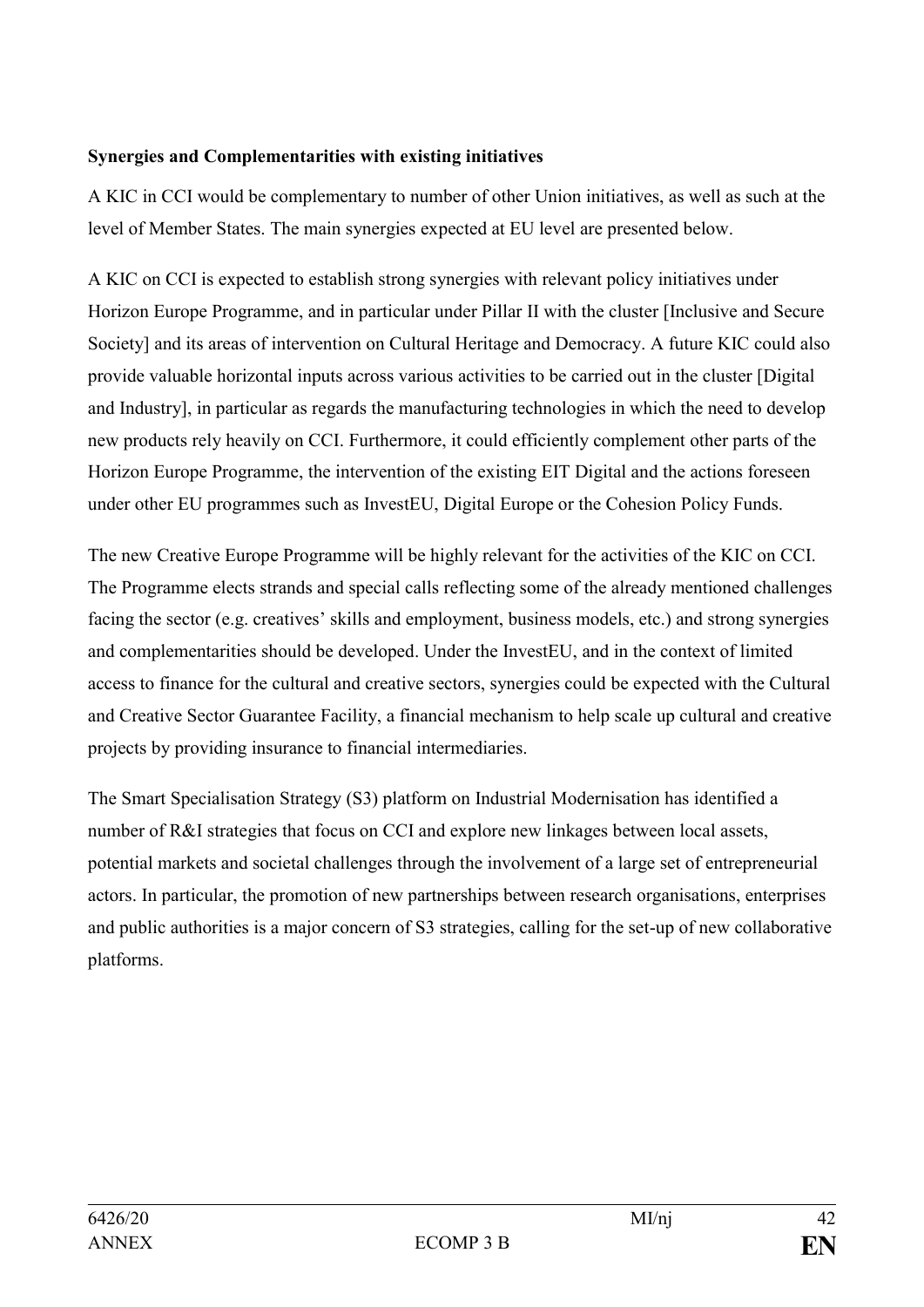**Synergies and Complementarities with existing initiatives**

A KIC in CCI would be complementary to number of other Union initiatives, as well as such at the level of Member States. The main synergies expected at EU level are presented below.

A KIC on CCI is expected to establish strong synergies with relevant policy initiatives under Horizon Europe Programme, and in particular under Pillar II with the cluster [Inclusive and Secure Society] and its areas of intervention on Cultural Heritage and Democracy. A future KIC could also provide valuable horizontal inputs across various activities to be carried out in the cluster [Digital and Industry], in particular as regards the manufacturing technologies in which the need to develop new products rely heavily on CCI. Furthermore, it could efficiently complement other parts of the Horizon Europe Programme, the intervention of the existing EIT Digital and the actions foreseen under other EU programmes such as InvestEU, Digital Europe or the Cohesion Policy Funds.

The new Creative Europe Programme will be highly relevant for the activities of the KIC on CCI. The Programme elects strands and special calls reflecting some of the already mentioned challenges facing the sector (e.g. creatives' skills and employment, business models, etc.) and strong synergies and complementarities should be developed. Under the InvestEU, and in the context of limited access to finance for the cultural and creative sectors, synergies could be expected with the Cultural and Creative Sector Guarantee Facility, a financial mechanism to help scale up cultural and creative projects by providing insurance to financial intermediaries.

The Smart Specialisation Strategy (S3) platform on Industrial Modernisation has identified a number of R&I strategies that focus on CCI and explore new linkages between local assets, potential markets and societal challenges through the involvement of a large set of entrepreneurial actors. In particular, the promotion of new partnerships between research organisations, enterprises and public authorities is a major concern of S3 strategies, calling for the set-up of new collaborative platforms.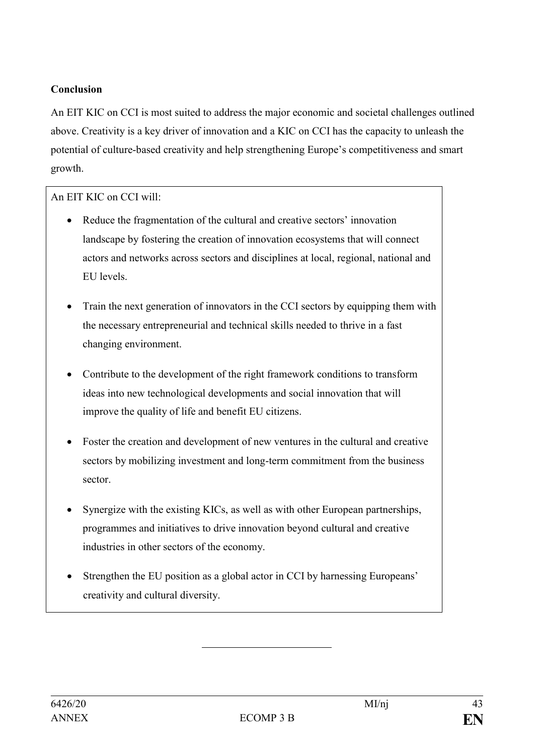**Conclusion**

An EIT KIC on CCI is most suited to address the major economic and societal challenges outlined above. Creativity is a key driver of innovation and a KIC on CCI has the capacity to unleash the potential of culture-based creativity and help strengthening Europe's competitiveness and smart growth.

An EIT KIC on CCI will:

- Reduce the fragmentation of the cultural and creative sectors' innovation landscape by fostering the creation of innovation ecosystems that will connect actors and networks across sectors and disciplines at local, regional, national and EU levels.
- Train the next generation of innovators in the CCI sectors by equipping them with the necessary entrepreneurial and technical skills needed to thrive in a fast changing environment.
- Contribute to the development of the right framework conditions to transform ideas into new technological developments and social innovation that will improve the quality of life and benefit EU citizens.
- Foster the creation and development of new ventures in the cultural and creative sectors by mobilizing investment and long-term commitment from the business sector.
- Synergize with the existing KICs, as well as with other European partnerships, programmes and initiatives to drive innovation beyond cultural and creative industries in other sectors of the economy.
- Strengthen the EU position as a global actor in CCI by harnessing Europeans' creativity and cultural diversity.